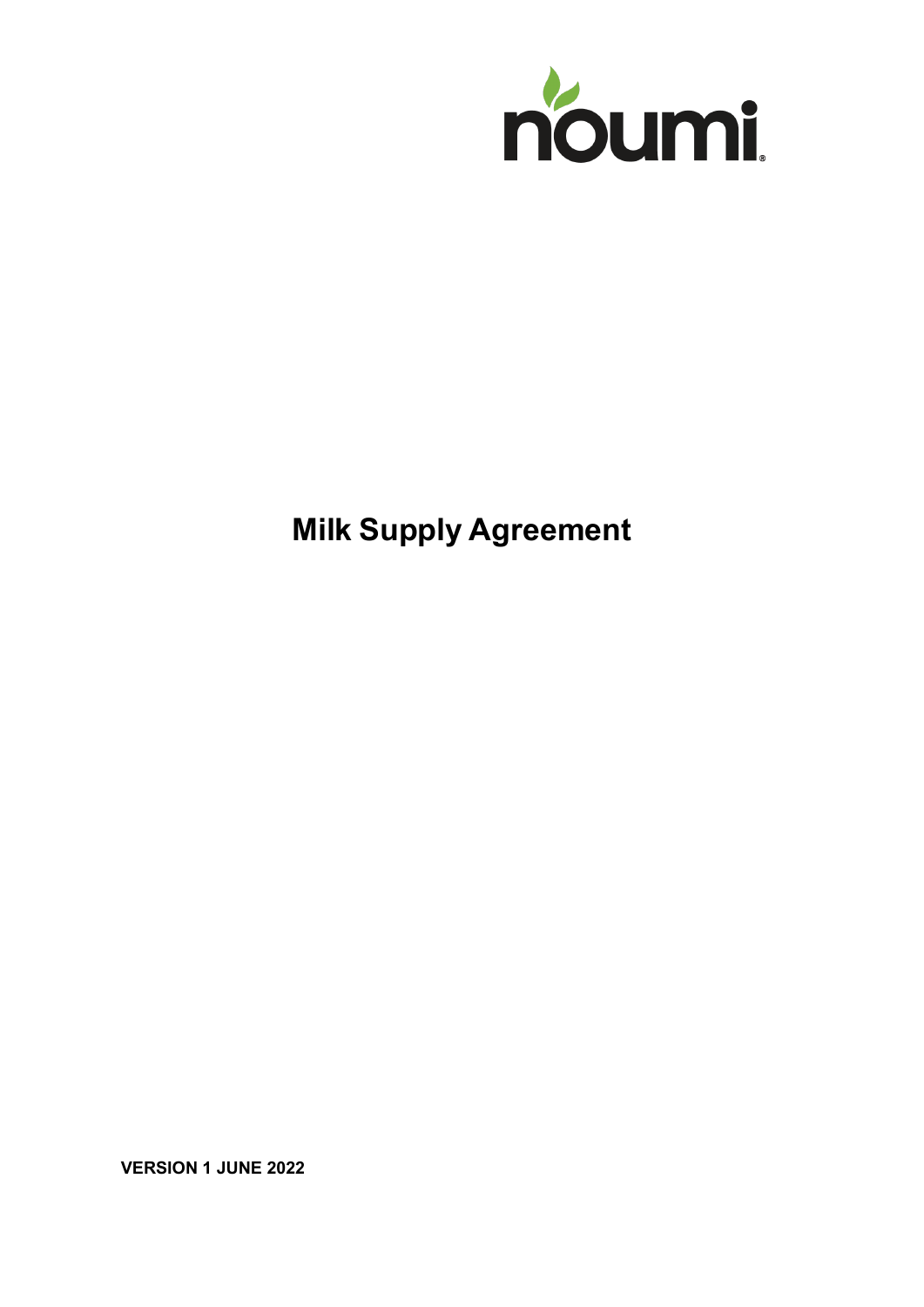noumi

# Milk Supply Agreement

**VERSION 1 JUNE 2022**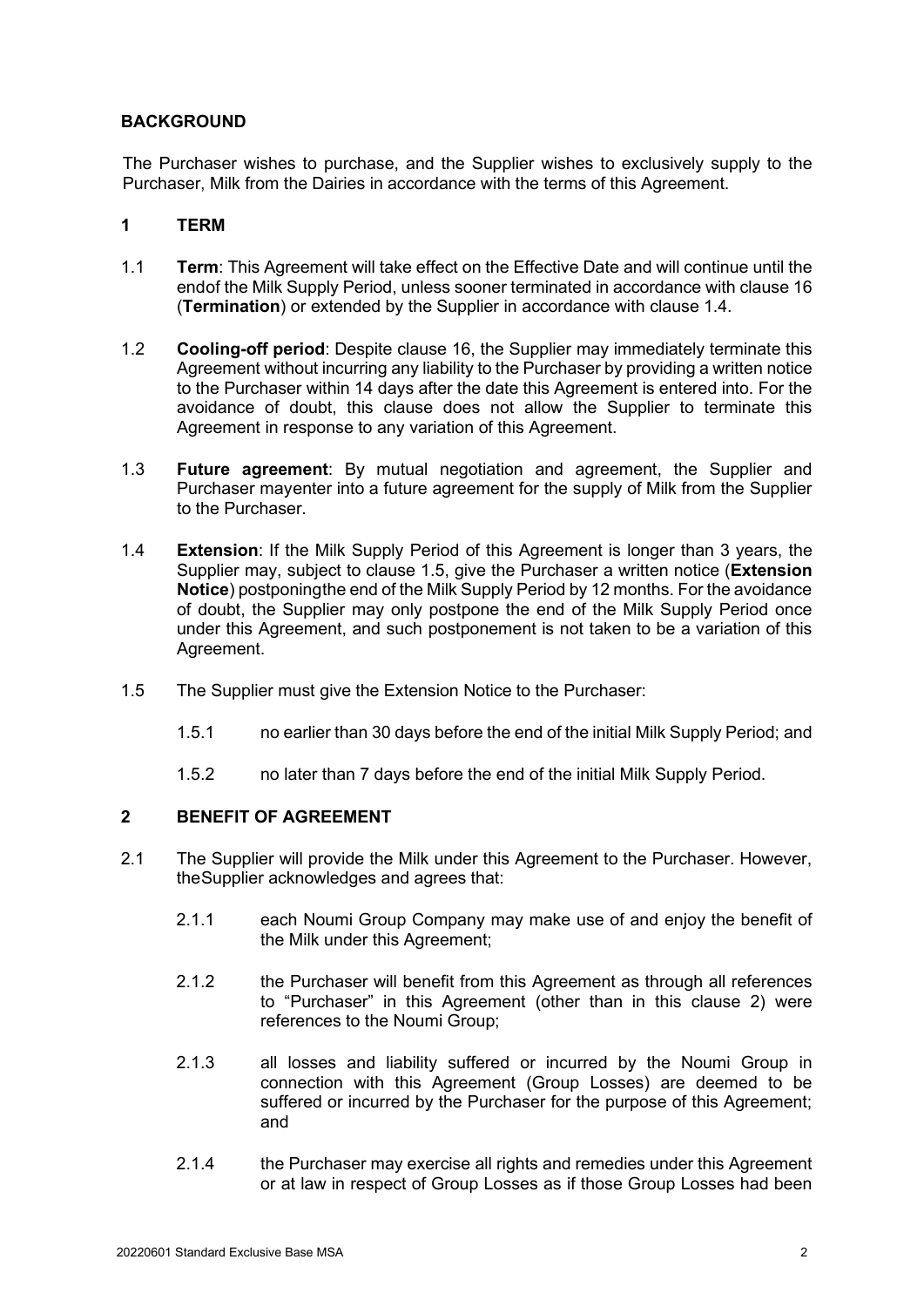## BACKGROUND

The Purchaser wishes to purchase, and the Supplier wishes to exclusively supply to the Purchaser, Milk from the Dairies in accordance with the terms of this Agreement.

## 1 TERM

1.1 **Term**: This Agreement will take effect on the Effective Date and will continue until the endof the Milk Supply Period, unless sooner terminated in accordance with clause 16 (**Termination**) or extended by the Supplier in accordance with clause 1.4.

1.2 **Cooling-off period**: Despite clause 16, the Supplier may immediately terminate this Agreement without incurring any liability to the Purchaser by providing a written notice to the Purchaser within 14 days after the date this Agreement is entered into. For the avoidance of doubt, this clause does not allow the Supplier to terminate this Agreement in response to any variation of this Agreement.

1.3 **Future agreement**: By mutual negotiation and agreement, the Supplier and Purchaser mayenter into a future agreement for the supply of Milk from the Supplier to the Purchaser.

1.4 **Extension**: If the Milk Supply Period of this Agreement is longer than 3 years, the Supplier may, subject to clause 1.5, give the Purchaser a written notice (**Extension Notice**) postponingthe end of the Milk Supply Period by 12 months. For the avoidance of doubt, the Supplier may only postpone the end of the Milk Supply Period once under this Agreement, and such postponement is not taken to be a variation of this Agreement.

1.5 The Supplier must give the Extension Notice to the Purchaser:

1.5.1 no earlier than 30 days before the end of the initial Milk Supply Period; and

1.5.2 no later than 7 days before the end of the initial Milk Supply Period.

## 2 BENEFIT OF AGREEMENT

2.1 The Supplier will provide the Milk under this Agreement to the Purchaser. However, theSupplier acknowledges and agrees that:

2.1.1 each Noumi Group Company may make use of and enjoy the benefit of the Milk under this Agreement;

2.1.2 the Purchaser will benefit from this Agreement as through all references to "Purchaser" in this Agreement (other than in this clause 2) were references to the Noumi Group;

2.1.3 all losses and liability suffered or incurred by the Noumi Group in connection with this Agreement (Group Losses) are deemed to be suffered or incurred by the Purchaser for the purpose of this Agreement; and

2.1.4 the Purchaser may exercise all rights and remedies under this Agreement or at law in respect of Group Losses as if those Group Losses had been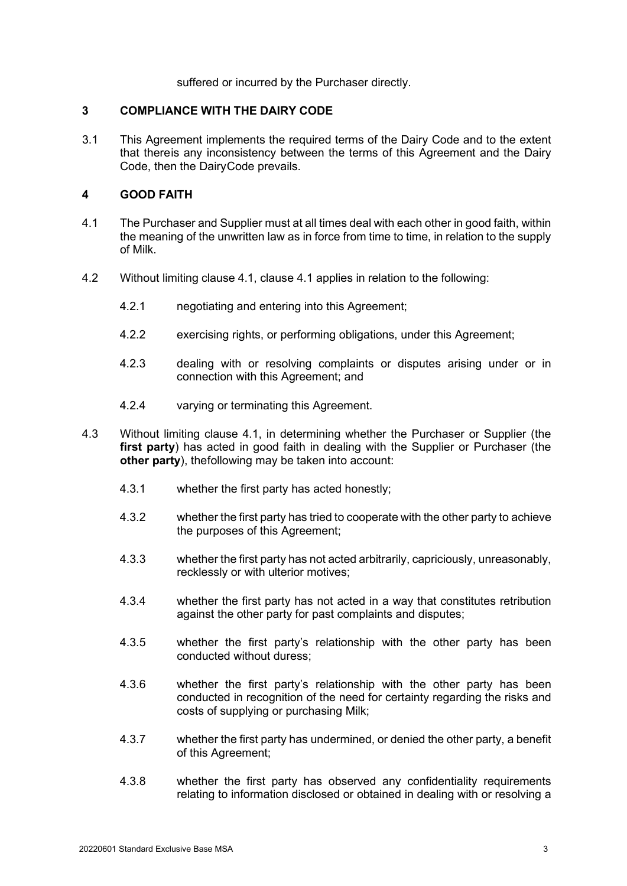suffered or incurred by the Purchaser directly.

## 3 COMPLIANCE WITH THE DAIRY CODE

3.1 This Agreement implements the required terms of the Dairy Code and to the extent that thereis any inconsistency between the terms of this Agreement and the Dairy Code, then the DairyCode prevails.

## 4 GOOD FAITH

4.1 The Purchaser and Supplier must at all times deal with each other in good faith, within the meaning of the unwritten law as in force from time to time, in relation to the supply of Milk.

4.2 Without limiting clause 4.1, clause 4.1 applies in relation to the following:

4.2.1 negotiating and entering into this Agreement;

4.2.2 exercising rights, or performing obligations, under this Agreement;

4.2.3 dealing with or resolving complaints or disputes arising under or in connection with this Agreement; and

4.2.4 varying or terminating this Agreement.

4.3 Without limiting clause 4.1, in determining whether the Purchaser or Supplier (the **first party**) has acted in good faith in dealing with the Supplier or Purchaser (the **other party**), thefollowing may be taken into account:

4.3.1 whether the first party has acted honestly;

4.3.2 whether the first party has tried to cooperate with the other party to achieve the purposes of this Agreement;

4.3.3 whether the first party has not acted arbitrarily, capriciously, unreasonably, recklessly or with ulterior motives;

4.3.4 whether the first party has not acted in a way that constitutes retribution against the other party for past complaints and disputes;

4.3.5 whether the first party's relationship with the other party has been conducted without duress;

4.3.6 whether the first party's relationship with the other party has been conducted in recognition of the need for certainty regarding the risks and costs of supplying or purchasing Milk;

4.3.7 whether the first party has undermined, or denied the other party, a benefit of this Agreement;

4.3.8 whether the first party has observed any confidentiality requirements relating to information disclosed or obtained in dealing with or resolving a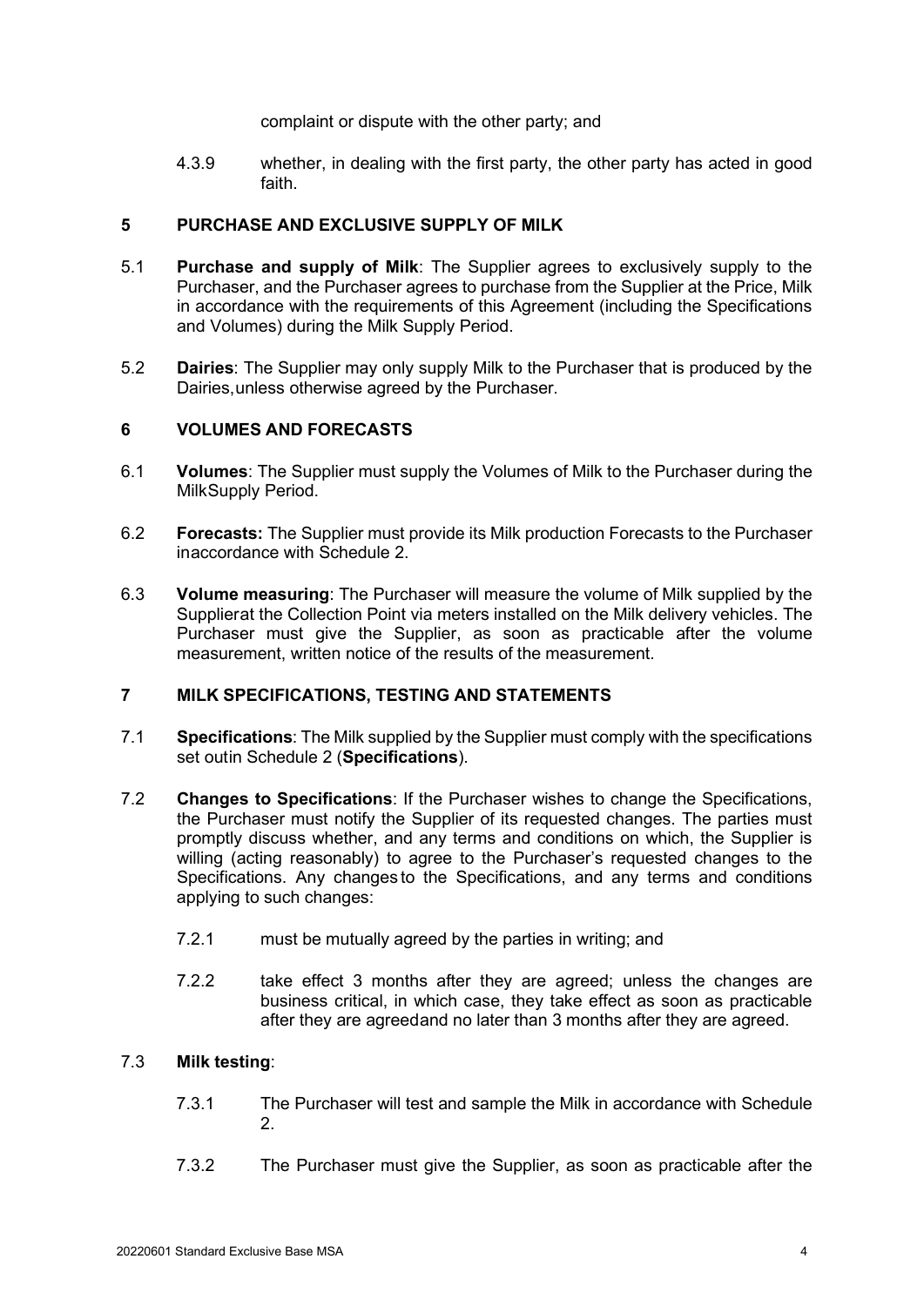complaint or dispute with the other party; and

4.3.9 whether, in dealing with the first party, the other party has acted in good faith.

## 5 PURCHASE AND EXCLUSIVE SUPPLY OF MILK

5.1 **Purchase and supply of Milk**: The Supplier agrees to exclusively supply to the Purchaser, and the Purchaser agrees to purchase from the Supplier at the Price, Milk in accordance with the requirements of this Agreement (including the Specifications and Volumes) during the Milk Supply Period.

5.2 **Dairies**: The Supplier may only supply Milk to the Purchaser that is produced by the Dairies,unless otherwise agreed by the Purchaser.

## 6 VOLUMES AND FORECASTS

6.1 **Volumes**: The Supplier must supply the Volumes of Milk to the Purchaser during the MilkSupply Period.

6.2 **Forecasts:** The Supplier must provide its Milk production Forecasts to the Purchaser inaccordance with Schedule 2.

6.3 **Volume measuring**: The Purchaser will measure the volume of Milk supplied by the Supplierat the Collection Point via meters installed on the Milk delivery vehicles. The Purchaser must give the Supplier, as soon as practicable after the volume measurement, written notice of the results of the measurement.

## 7 MILK SPECIFICATIONS, TESTING AND STATEMENTS

7.1 **Specifications**: The Milk supplied by the Supplier must comply with the specifications set outin Schedule 2 (**Specifications**).

7.2 **Changes to Specifications**: If the Purchaser wishes to change the Specifications, the Purchaser must notify the Supplier of its requested changes. The parties must promptly discuss whether, and any terms and conditions on which, the Supplier is willing (acting reasonably) to agree to the Purchaser's requested changes to the Specifications. Any changes to the Specifications, and any terms and conditions applying to such changes:

7.2.1 must be mutually agreed by the parties in writing; and

7.2.2 take effect 3 months after they are agreed; unless the changes are business critical, in which case, they take effect as soon as practicable after they are agreedand no later than 3 months after they are agreed.

7.3 **Milk testing**:

7.3.1 The Purchaser will test and sample the Milk in accordance with Schedule 2.

7.3.2 The Purchaser must give the Supplier, as soon as practicable after the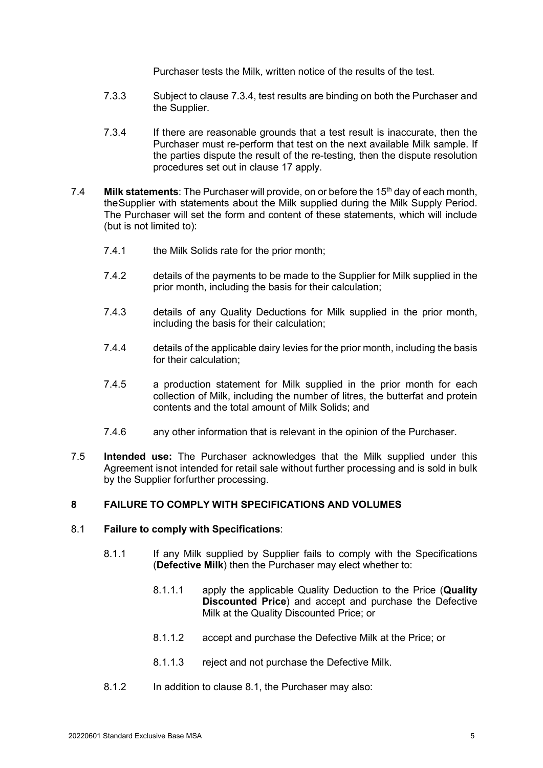Purchaser tests the Milk, written notice of the results of the test.

7.3.3 Subject to clause 7.3.4, test results are binding on both the Purchaser and the Supplier.

7.3.4 If there are reasonable grounds that a test result is inaccurate, then the Purchaser must re-perform that test on the next available Milk sample. If the parties dispute the result of the re-testing, then the dispute resolution procedures set out in clause 17 apply.

7.4 **Milk statements**: The Purchaser will provide, on or before the 15th day of each month, theSupplier with statements about the Milk supplied during the Milk Supply Period. The Purchaser will set the form and content of these statements, which will include (but is not limited to):

7.4.1 the Milk Solids rate for the prior month;

7.4.2 details of the payments to be made to the Supplier for Milk supplied in the prior month, including the basis for their calculation;

7.4.3 details of any Quality Deductions for Milk supplied in the prior month, including the basis for their calculation;

7.4.4 details of the applicable dairy levies for the prior month, including the basis for their calculation;

7.4.5 a production statement for Milk supplied in the prior month for each collection of Milk, including the number of litres, the butterfat and protein contents and the total amount of Milk Solids; and

7.4.6 any other information that is relevant in the opinion of the Purchaser.

7.5 **Intended use:** The Purchaser acknowledges that the Milk supplied under this Agreement isnot intended for retail sale without further processing and is sold in bulk by the Supplier forfurther processing.

## 8 FAILURE TO COMPLY WITH SPECIFICATIONS AND VOLUMES

8.1 **Failure to comply with Specifications**:

8.1.1 If any Milk supplied by Supplier fails to comply with the Specifications (**Defective Milk**) then the Purchaser may elect whether to:

8.1.1.1 apply the applicable Quality Deduction to the Price (**Quality Discounted Price**) and accept and purchase the Defective Milk at the Quality Discounted Price; or

8.1.1.2 accept and purchase the Defective Milk at the Price; or

8.1.1.3 reject and not purchase the Defective Milk.

8.1.2 In addition to clause 8.1, the Purchaser may also: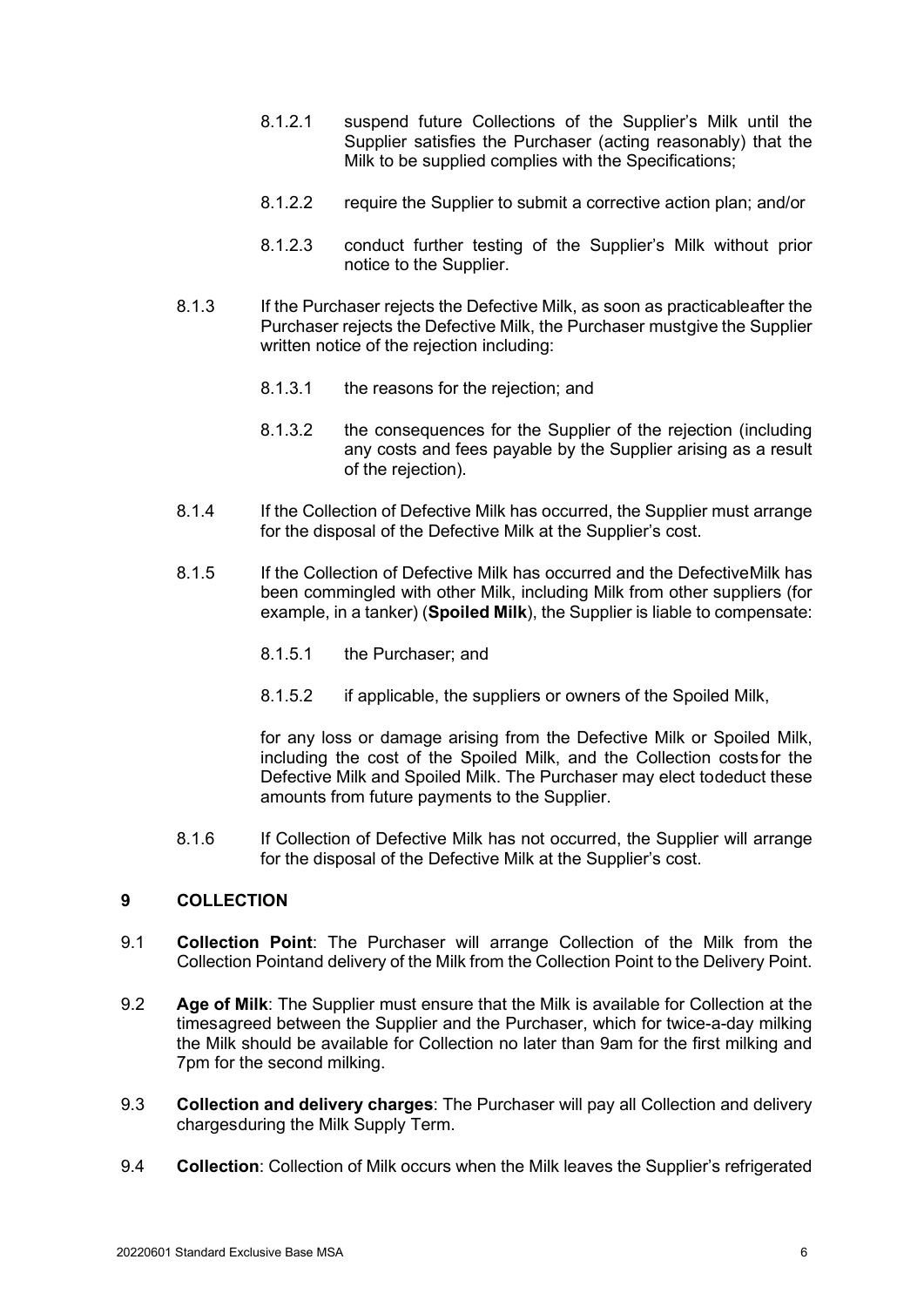8.1.2.1 suspend future Collections of the Supplier's Milk until the Supplier satisfies the Purchaser (acting reasonably) that the Milk to be supplied complies with the Specifications;

8.1.2.2 require the Supplier to submit a corrective action plan; and/or

8.1.2.3 conduct further testing of the Supplier's Milk without prior notice to the Supplier.

8.1.3 If the Purchaser rejects the Defective Milk, as soon as practicableafter the Purchaser rejects the Defective Milk, the Purchaser mustgive the Supplier written notice of the rejection including:

8.1.3.1 the reasons for the rejection; and

8.1.3.2 the consequences for the Supplier of the rejection (including any costs and fees payable by the Supplier arising as a result of the rejection).

8.1.4 If the Collection of Defective Milk has occurred, the Supplier must arrange for the disposal of the Defective Milk at the Supplier's cost.

8.1.5 If the Collection of Defective Milk has occurred and the DefectiveMilk has been commingled with other Milk, including Milk from other suppliers (for example, in a tanker) (**Spoiled Milk**), the Supplier is liable to compensate:

8.1.5.1 the Purchaser; and

8.1.5.2 if applicable, the suppliers or owners of the Spoiled Milk,

for any loss or damage arising from the Defective Milk or Spoiled Milk, including the cost of the Spoiled Milk, and the Collection costsfor the Defective Milk and Spoiled Milk. The Purchaser may elect todeduct these amounts from future payments to the Supplier.

8.1.6 If Collection of Defective Milk has not occurred, the Supplier will arrange for the disposal of the Defective Milk at the Supplier's cost.

## 9 COLLECTION

9.1 **Collection Point**: The Purchaser will arrange Collection of the Milk from the Collection Pointand delivery of the Milk from the Collection Point to the Delivery Point.

9.2 **Age of Milk**: The Supplier must ensure that the Milk is available for Collection at the timesagreed between the Supplier and the Purchaser, which for twice-a-day milking the Milk should be available for Collection no later than 9am for the first milking and 7pm for the second milking.

9.3 **Collection and delivery charges**: The Purchaser will pay all Collection and delivery chargesduring the Milk Supply Term.

9.4 **Collection**: Collection of Milk occurs when the Milk leaves the Supplier's refrigerated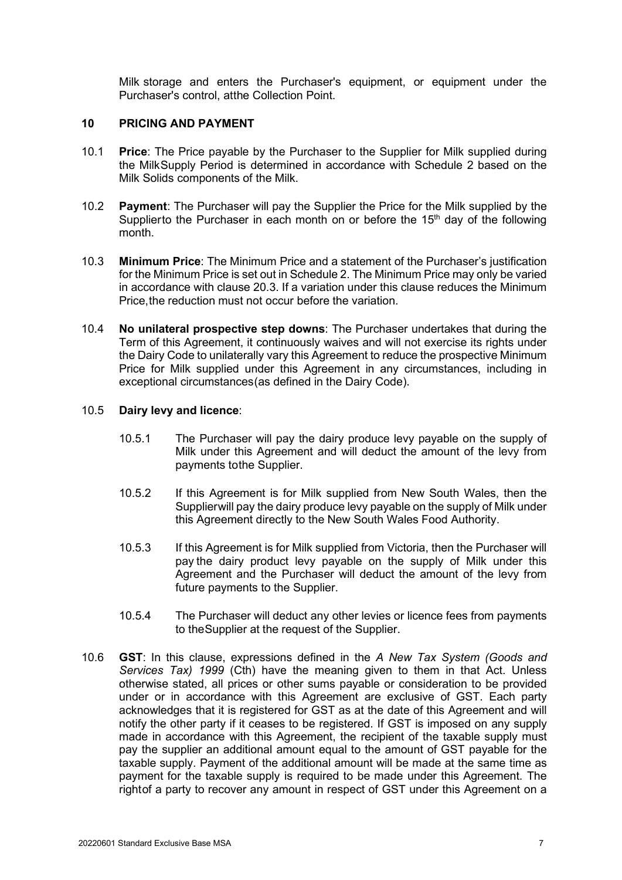Milk storage and enters the Purchaser's equipment, or equipment under the Purchaser's control, atthe Collection Point.

## 10 PRICING AND PAYMENT

10.1 **Price**: The Price payable by the Purchaser to the Supplier for Milk supplied during the MilkSupply Period is determined in accordance with Schedule 2 based on the Milk Solids components of the Milk.

10.2 **Payment**: The Purchaser will pay the Supplier the Price for the Milk supplied by the Supplierto the Purchaser in each month on or before the 15th day of the following month.

10.3 **Minimum Price**: The Minimum Price and a statement of the Purchaser's justification for the Minimum Price is set out in Schedule 2. The Minimum Price may only be varied in accordance with clause 20.3. If a variation under this clause reduces the Minimum Price,the reduction must not occur before the variation.

10.4 **No unilateral prospective step downs**: The Purchaser undertakes that during the Term of this Agreement, it continuously waives and will not exercise its rights under the Dairy Code to unilaterally vary this Agreement to reduce the prospective Minimum Price for Milk supplied under this Agreement in any circumstances, including in exceptional circumstances(as defined in the Dairy Code).

10.5 **Dairy levy and licence**:

10.5.1 The Purchaser will pay the dairy produce levy payable on the supply of Milk under this Agreement and will deduct the amount of the levy from payments tothe Supplier.

10.5.2 If this Agreement is for Milk supplied from New South Wales, then the Supplierwill pay the dairy produce levy payable on the supply of Milk under this Agreement directly to the New South Wales Food Authority.

10.5.3 If this Agreement is for Milk supplied from Victoria, then the Purchaser will pay the dairy product levy payable on the supply of Milk under this Agreement and the Purchaser will deduct the amount of the levy from future payments to the Supplier.

10.5.4 The Purchaser will deduct any other levies or licence fees from payments to theSupplier at the request of the Supplier.

10.6 **GST**: In this clause, expressions defined in the *A New Tax System (Goods and Services Tax) 1999* (Cth) have the meaning given to them in that Act. Unless otherwise stated, all prices or other sums payable or consideration to be provided under or in accordance with this Agreement are exclusive of GST. Each party acknowledges that it is registered for GST as at the date of this Agreement and will notify the other party if it ceases to be registered. If GST is imposed on any supply made in accordance with this Agreement, the recipient of the taxable supply must pay the supplier an additional amount equal to the amount of GST payable for the taxable supply. Payment of the additional amount will be made at the same time as payment for the taxable supply is required to be made under this Agreement. The rightof a party to recover any amount in respect of GST under this Agreement on a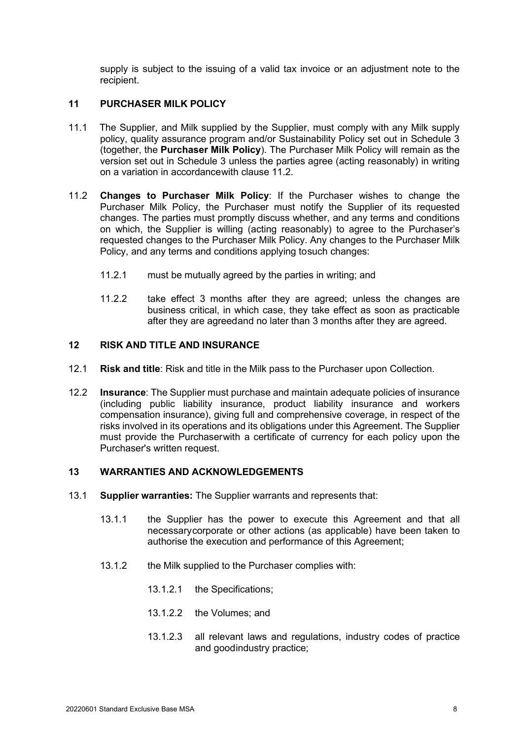supply is subject to the issuing of a valid tax invoice or an adjustment note to the recipient.

## 11 PURCHASER MILK POLICY

11.1 The Supplier, and Milk supplied by the Supplier, must comply with any Milk supply policy, quality assurance program and/or Sustainability Policy set out in Schedule 3 (together, the **Purchaser Milk Policy**). The Purchaser Milk Policy will remain as the version set out in Schedule 3 unless the parties agree (acting reasonably) in writing on a variation in accordancewith clause 11.2.

11.2 **Changes to Purchaser Milk Policy**: If the Purchaser wishes to change the Purchaser Milk Policy, the Purchaser must notify the Supplier of its requested changes. The parties must promptly discuss whether, and any terms and conditions on which, the Supplier is willing (acting reasonably) to agree to the Purchaser's requested changes to the Purchaser Milk Policy. Any changes to the Purchaser Milk Policy, and any terms and conditions applying tosuch changes:

11.2.1 must be mutually agreed by the parties in writing; and

11.2.2 take effect 3 months after they are agreed; unless the changes are business critical, in which case, they take effect as soon as practicable after they are agreedand no later than 3 months after they are agreed.

## 12 RISK AND TITLE AND INSURANCE

12.1 **Risk and title**: Risk and title in the Milk pass to the Purchaser upon Collection.

12.2 **Insurance**: The Supplier must purchase and maintain adequate policies of insurance (including public liability insurance, product liability insurance and workers compensation insurance), giving full and comprehensive coverage, in respect of the risks involved in its operations and its obligations under this Agreement. The Supplier must provide the Purchaserwith a certificate of currency for each policy upon the Purchaser's written request.

## 13 WARRANTIES AND ACKNOWLEDGEMENTS

13.1 **Supplier warranties:** The Supplier warrants and represents that:

13.1.1 the Supplier has the power to execute this Agreement and that all necessarycorporate or other actions (as applicable) have been taken to authorise the execution and performance of this Agreement;

13.1.2 the Milk supplied to the Purchaser complies with:

13.1.2.1 the Specifications;

13.1.2.2 the Volumes; and

13.1.2.3 all relevant laws and regulations, industry codes of practice and goodindustry practice;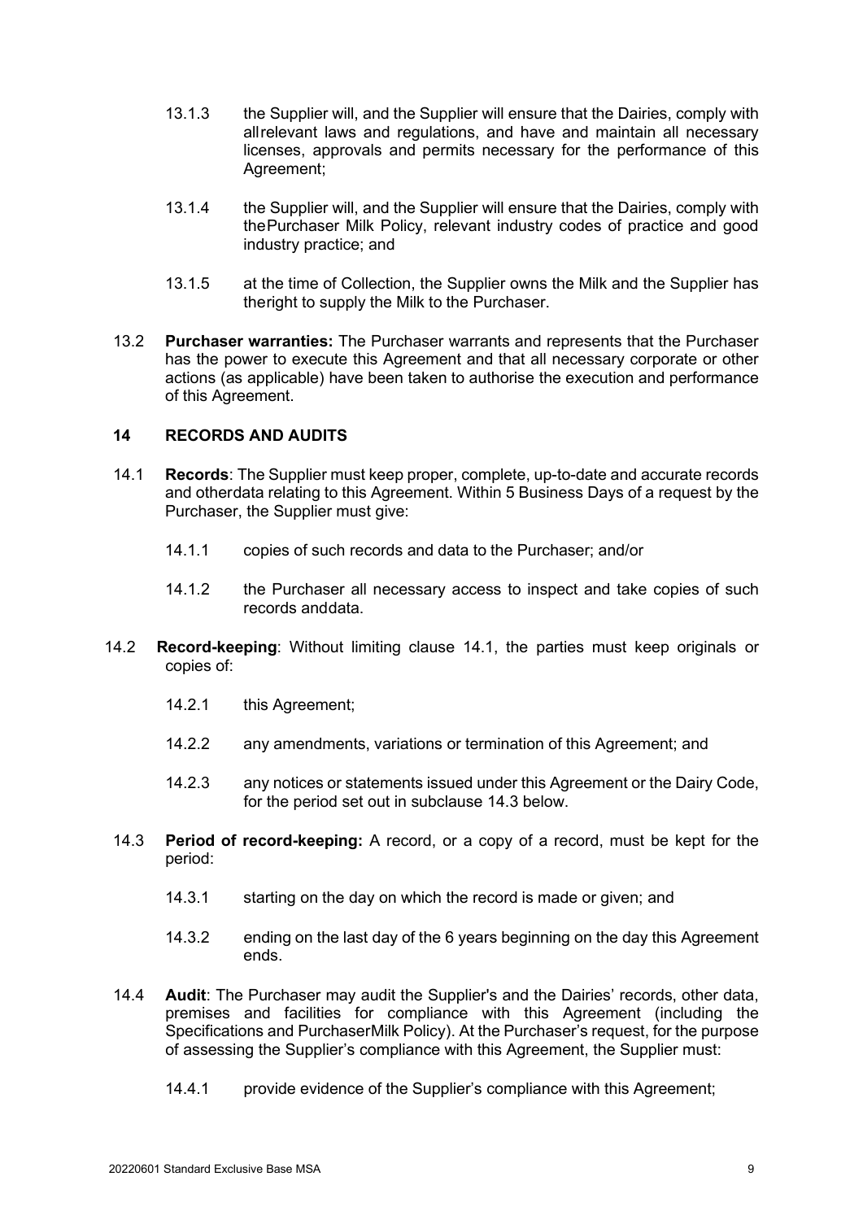13.1.3 the Supplier will, and the Supplier will ensure that the Dairies, comply with allrelevant laws and regulations, and have and maintain all necessary licenses, approvals and permits necessary for the performance of this Agreement;

13.1.4 the Supplier will, and the Supplier will ensure that the Dairies, comply with thePurchaser Milk Policy, relevant industry codes of practice and good industry practice; and

13.1.5 at the time of Collection, the Supplier owns the Milk and the Supplier has theright to supply the Milk to the Purchaser.

13.2 **Purchaser warranties:** The Purchaser warrants and represents that the Purchaser has the power to execute this Agreement and that all necessary corporate or other actions (as applicable) have been taken to authorise the execution and performance of this Agreement.

## 14 RECORDS AND AUDITS

14.1 **Records**: The Supplier must keep proper, complete, up-to-date and accurate records and otherdata relating to this Agreement. Within 5 Business Days of a request by the Purchaser, the Supplier must give:

14.1.1 copies of such records and data to the Purchaser; and/or

14.1.2 the Purchaser all necessary access to inspect and take copies of such records anddata.

14.2 **Record-keeping**: Without limiting clause 14.1, the parties must keep originals or copies of:

14.2.1 this Agreement;

14.2.2 any amendments, variations or termination of this Agreement; and

14.2.3 any notices or statements issued under this Agreement or the Dairy Code, for the period set out in subclause 14.3 below.

14.3 **Period of record-keeping:** A record, or a copy of a record, must be kept for the period:

14.3.1 starting on the day on which the record is made or given; and

14.3.2 ending on the last day of the 6 years beginning on the day this Agreement ends.

14.4 **Audit**: The Purchaser may audit the Supplier's and the Dairies' records, other data, premises and facilities for compliance with this Agreement (including the Specifications and PurchaserMilk Policy). At the Purchaser's request, for the purpose of assessing the Supplier's compliance with this Agreement, the Supplier must:

14.4.1 provide evidence of the Supplier's compliance with this Agreement;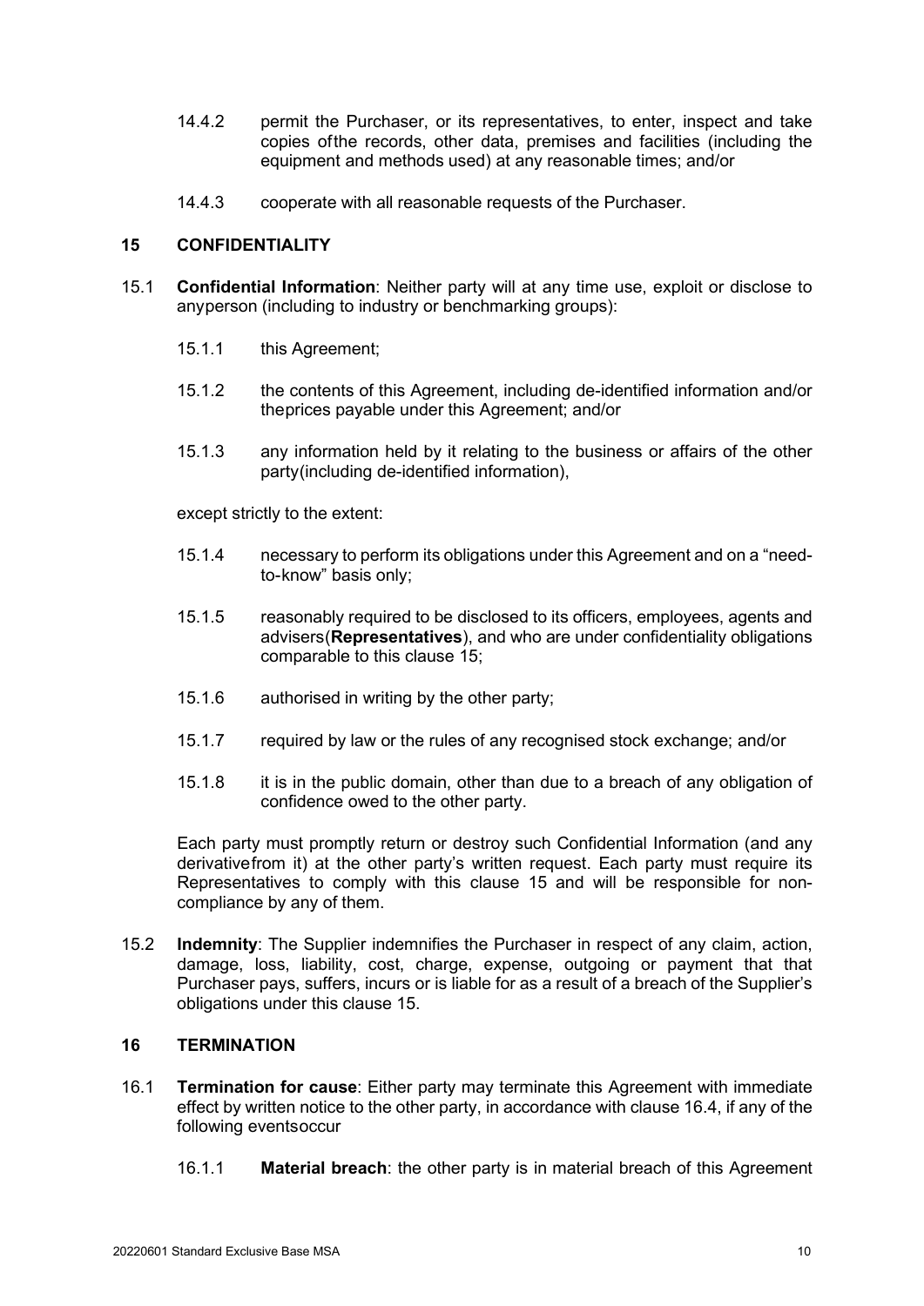14.4.2 permit the Purchaser, or its representatives, to enter, inspect and take copies ofthe records, other data, premises and facilities (including the equipment and methods used) at any reasonable times; and/or

14.4.3 cooperate with all reasonable requests of the Purchaser.

## 15 CONFIDENTIALITY

15.1 **Confidential Information**: Neither party will at any time use, exploit or disclose to anyperson (including to industry or benchmarking groups):

15.1.1 this Agreement;

15.1.2 the contents of this Agreement, including de-identified information and/or theprices payable under this Agreement; and/or

15.1.3 any information held by it relating to the business or affairs of the other party(including de-identified information),

except strictly to the extent:

15.1.4 necessary to perform its obligations under this Agreement and on a "need-to-know" basis only;

15.1.5 reasonably required to be disclosed to its officers, employees, agents and advisers(**Representatives**), and who are under confidentiality obligations comparable to this clause 15;

15.1.6 authorised in writing by the other party;

15.1.7 required by law or the rules of any recognised stock exchange; and/or

15.1.8 it is in the public domain, other than due to a breach of any obligation of confidence owed to the other party.

Each party must promptly return or destroy such Confidential Information (and any derivativefrom it) at the other party's written request. Each party must require its Representatives to comply with this clause 15 and will be responsible for non-compliance by any of them.

15.2 **Indemnity**: The Supplier indemnifies the Purchaser in respect of any claim, action, damage, loss, liability, cost, charge, expense, outgoing or payment that that Purchaser pays, suffers, incurs or is liable for as a result of a breach of the Supplier's obligations under this clause 15.

## 16 TERMINATION

16.1 **Termination for cause**: Either party may terminate this Agreement with immediate effect by written notice to the other party, in accordance with clause 16.4, if any of the following eventsoccur

16.1.1 **Material breach**: the other party is in material breach of this Agreement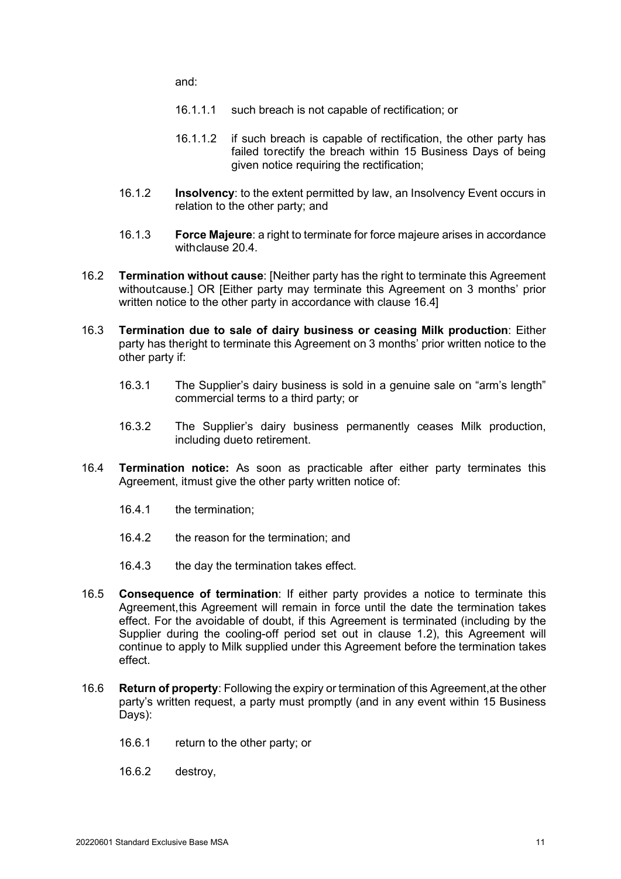and:

16.1.1.1 such breach is not capable of rectification; or

16.1.1.2 if such breach is capable of rectification, the other party has failed torectify the breach within 15 Business Days of being given notice requiring the rectification;

16.1.2 **Insolvency**: to the extent permitted by law, an Insolvency Event occurs in relation to the other party; and

16.1.3 **Force Majeure**: a right to terminate for force majeure arises in accordance withclause 20.4.

16.2 **Termination without cause**: [Neither party has the right to terminate this Agreement withoutcause.] OR [Either party may terminate this Agreement on 3 months' prior written notice to the other party in accordance with clause 16.4]

16.3 **Termination due to sale of dairy business or ceasing Milk production**: Either party has theright to terminate this Agreement on 3 months' prior written notice to the other party if:

16.3.1 The Supplier's dairy business is sold in a genuine sale on "arm's length" commercial terms to a third party; or

16.3.2 The Supplier's dairy business permanently ceases Milk production, including dueto retirement.

16.4 **Termination notice:** As soon as practicable after either party terminates this Agreement, itmust give the other party written notice of:

16.4.1 the termination;

16.4.2 the reason for the termination; and

16.4.3 the day the termination takes effect.

16.5 **Consequence of termination**: If either party provides a notice to terminate this Agreement,this Agreement will remain in force until the date the termination takes effect. For the avoidable of doubt, if this Agreement is terminated (including by the Supplier during the cooling-off period set out in clause 1.2), this Agreement will continue to apply to Milk supplied under this Agreement before the termination takes effect.

16.6 **Return of property**: Following the expiry or termination of this Agreement,at the other party's written request, a party must promptly (and in any event within 15 Business Days):

16.6.1 return to the other party; or

16.6.2 destroy,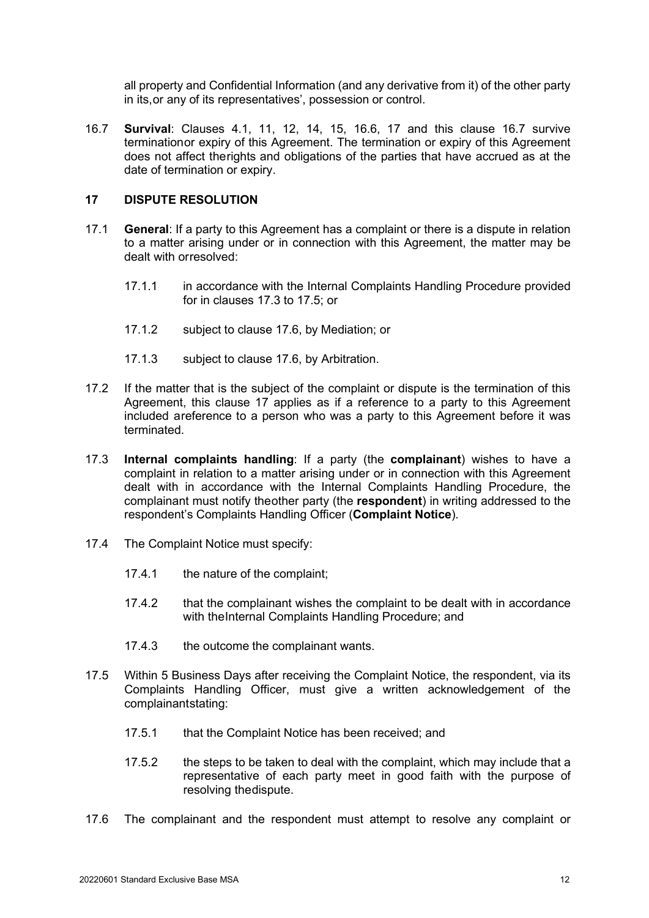all property and Confidential Information (and any derivative from it) of the other party in its,or any of its representatives', possession or control.

16.7 **Survival**: Clauses 4.1, 11, 12, 14, 15, 16.6, 17 and this clause 16.7 survive terminationor expiry of this Agreement. The termination or expiry of this Agreement does not affect therights and obligations of the parties that have accrued as at the date of termination or expiry.

## 17 DISPUTE RESOLUTION

17.1 **General**: If a party to this Agreement has a complaint or there is a dispute in relation to a matter arising under or in connection with this Agreement, the matter may be dealt with orresolved:

17.1.1 in accordance with the Internal Complaints Handling Procedure provided for in clauses 17.3 to 17.5; or

17.1.2 subject to clause 17.6, by Mediation; or

17.1.3 subject to clause 17.6, by Arbitration.

17.2 If the matter that is the subject of the complaint or dispute is the termination of this Agreement, this clause 17 applies as if a reference to a party to this Agreement included areference to a person who was a party to this Agreement before it was terminated.

17.3 **Internal complaints handling**: If a party (the **complainant**) wishes to have a complaint in relation to a matter arising under or in connection with this Agreement dealt with in accordance with the Internal Complaints Handling Procedure, the complainant must notify theother party (the **respondent**) in writing addressed to the respondent's Complaints Handling Officer (**Complaint Notice**).

17.4 The Complaint Notice must specify:

17.4.1 the nature of the complaint;

17.4.2 that the complainant wishes the complaint to be dealt with in accordance with theInternal Complaints Handling Procedure; and

17.4.3 the outcome the complainant wants.

17.5 Within 5 Business Days after receiving the Complaint Notice, the respondent, via its Complaints Handling Officer, must give a written acknowledgement of the complainantstating:

17.5.1 that the Complaint Notice has been received; and

17.5.2 the steps to be taken to deal with the complaint, which may include that a representative of each party meet in good faith with the purpose of resolving thedispute.

17.6 The complainant and the respondent must attempt to resolve any complaint or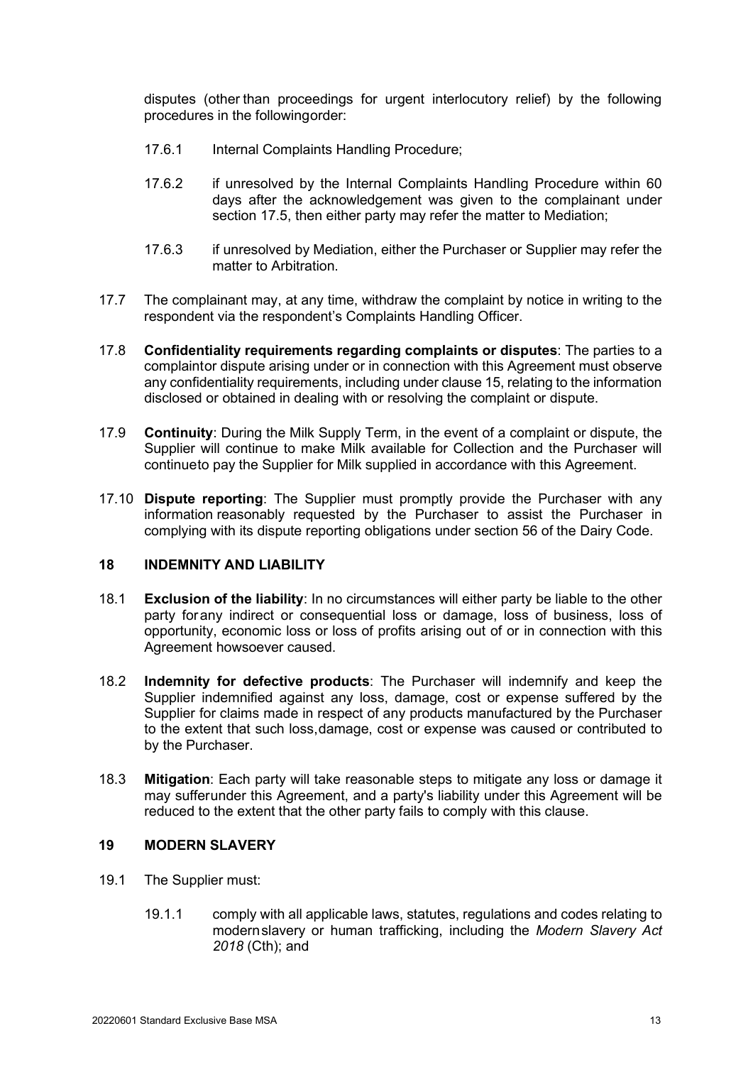disputes (other than proceedings for urgent interlocutory relief) by the following procedures in the followingorder:

17.6.1 Internal Complaints Handling Procedure;

17.6.2 if unresolved by the Internal Complaints Handling Procedure within 60 days after the acknowledgement was given to the complainant under section 17.5, then either party may refer the matter to Mediation;

17.6.3 if unresolved by Mediation, either the Purchaser or Supplier may refer the matter to Arbitration.

17.7 The complainant may, at any time, withdraw the complaint by notice in writing to the respondent via the respondent's Complaints Handling Officer.

17.8 **Confidentiality requirements regarding complaints or disputes**: The parties to a complaintor dispute arising under or in connection with this Agreement must observe any confidentiality requirements, including under clause 15, relating to the information disclosed or obtained in dealing with or resolving the complaint or dispute.

17.9 **Continuity**: During the Milk Supply Term, in the event of a complaint or dispute, the Supplier will continue to make Milk available for Collection and the Purchaser will continueto pay the Supplier for Milk supplied in accordance with this Agreement.

17.10 **Dispute reporting**: The Supplier must promptly provide the Purchaser with any information reasonably requested by the Purchaser to assist the Purchaser in complying with its dispute reporting obligations under section 56 of the Dairy Code.

## 18 INDEMNITY AND LIABILITY

18.1 **Exclusion of the liability**: In no circumstances will either party be liable to the other party forany indirect or consequential loss or damage, loss of business, loss of opportunity, economic loss or loss of profits arising out of or in connection with this Agreement howsoever caused.

18.2 **Indemnity for defective products**: The Purchaser will indemnify and keep the Supplier indemnified against any loss, damage, cost or expense suffered by the Supplier for claims made in respect of any products manufactured by the Purchaser to the extent that such loss,damage, cost or expense was caused or contributed to by the Purchaser.

18.3 **Mitigation**: Each party will take reasonable steps to mitigate any loss or damage it may sufferunder this Agreement, and a party's liability under this Agreement will be reduced to the extent that the other party fails to comply with this clause.

## 19 MODERN SLAVERY

19.1 The Supplier must:

19.1.1 comply with all applicable laws, statutes, regulations and codes relating to modernslavery or human trafficking, including the *Modern Slavery Act 2018* (Cth); and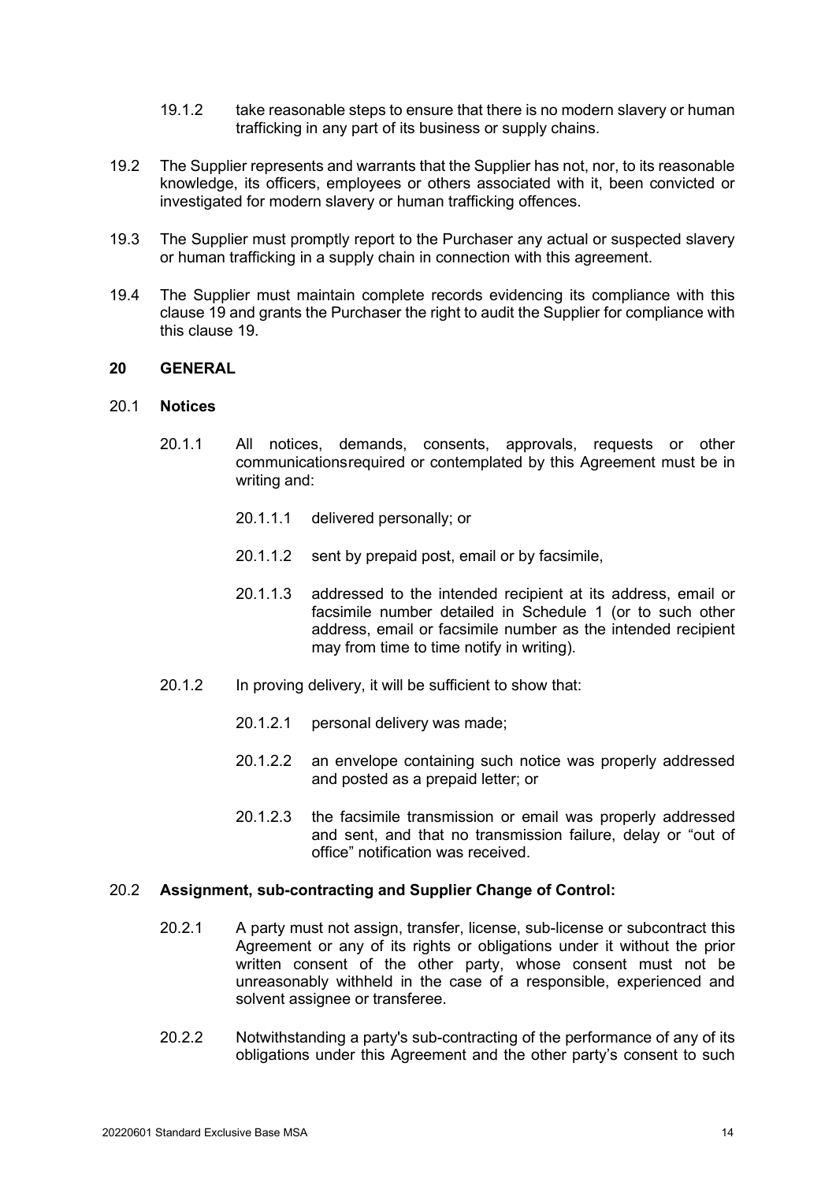19.1.2 take reasonable steps to ensure that there is no modern slavery or human trafficking in any part of its business or supply chains.

19.2 The Supplier represents and warrants that the Supplier has not, nor, to its reasonable knowledge, its officers, employees or others associated with it, been convicted or investigated for modern slavery or human trafficking offences.

19.3 The Supplier must promptly report to the Purchaser any actual or suspected slavery or human trafficking in a supply chain in connection with this agreement.

19.4 The Supplier must maintain complete records evidencing its compliance with this clause 19 and grants the Purchaser the right to audit the Supplier for compliance with this clause 19.

## 20 GENERAL

### 20.1 Notices

20.1.1 All notices, demands, consents, approvals, requests or other communicationsrequired or contemplated by this Agreement must be in writing and:

20.1.1.1 delivered personally; or

20.1.1.2 sent by prepaid post, email or by facsimile,

20.1.1.3 addressed to the intended recipient at its address, email or facsimile number detailed in Schedule 1 (or to such other address, email or facsimile number as the intended recipient may from time to time notify in writing).

20.1.2 In proving delivery, it will be sufficient to show that:

20.1.2.1 personal delivery was made;

20.1.2.2 an envelope containing such notice was properly addressed and posted as a prepaid letter; or

20.1.2.3 the facsimile transmission or email was properly addressed and sent, and that no transmission failure, delay or "out of office" notification was received.

### 20.2 Assignment, sub-contracting and Supplier Change of Control:

20.2.1 A party must not assign, transfer, license, sub-license or subcontract this Agreement or any of its rights or obligations under it without the prior written consent of the other party, whose consent must not be unreasonably withheld in the case of a responsible, experienced and solvent assignee or transferee.

20.2.2 Notwithstanding a party's sub-contracting of the performance of any of its obligations under this Agreement and the other party's consent to such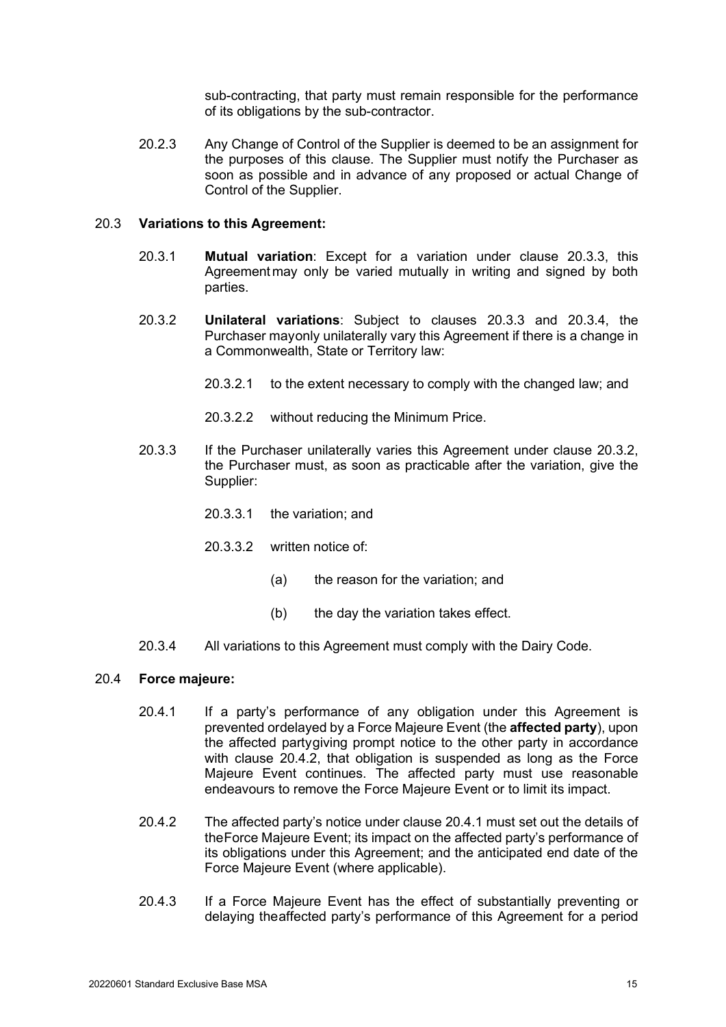sub-contracting, that party must remain responsible for the performance of its obligations by the sub-contractor.

20.2.3 Any Change of Control of the Supplier is deemed to be an assignment for the purposes of this clause. The Supplier must notify the Purchaser as soon as possible and in advance of any proposed or actual Change of Control of the Supplier.

20.3 **Variations to this Agreement:**

20.3.1 **Mutual variation**: Except for a variation under clause 20.3.3, this Agreement may only be varied mutually in writing and signed by both parties.

20.3.2 **Unilateral variations**: Subject to clauses 20.3.3 and 20.3.4, the Purchaser may only unilaterally vary this Agreement if there is a change in a Commonwealth, State or Territory law:

20.3.2.1 to the extent necessary to comply with the changed law; and

20.3.2.2 without reducing the Minimum Price.

20.3.3 If the Purchaser unilaterally varies this Agreement under clause 20.3.2, the Purchaser must, as soon as practicable after the variation, give the Supplier:

20.3.3.1 the variation; and

20.3.3.2 written notice of:

(a) the reason for the variation; and

(b) the day the variation takes effect.

20.3.4 All variations to this Agreement must comply with the Dairy Code.

20.4 **Force majeure:**

20.4.1 If a party's performance of any obligation under this Agreement is prevented or delayed by a Force Majeure Event (the **affected party**), upon the affected party giving prompt notice to the other party in accordance with clause 20.4.2, that obligation is suspended as long as the Force Majeure Event continues. The affected party must use reasonable endeavours to remove the Force Majeure Event or to limit its impact.

20.4.2 The affected party's notice under clause 20.4.1 must set out the details of the Force Majeure Event; its impact on the affected party's performance of its obligations under this Agreement; and the anticipated end date of the Force Majeure Event (where applicable).

20.4.3 If a Force Majeure Event has the effect of substantially preventing or delaying the affected party's performance of this Agreement for a period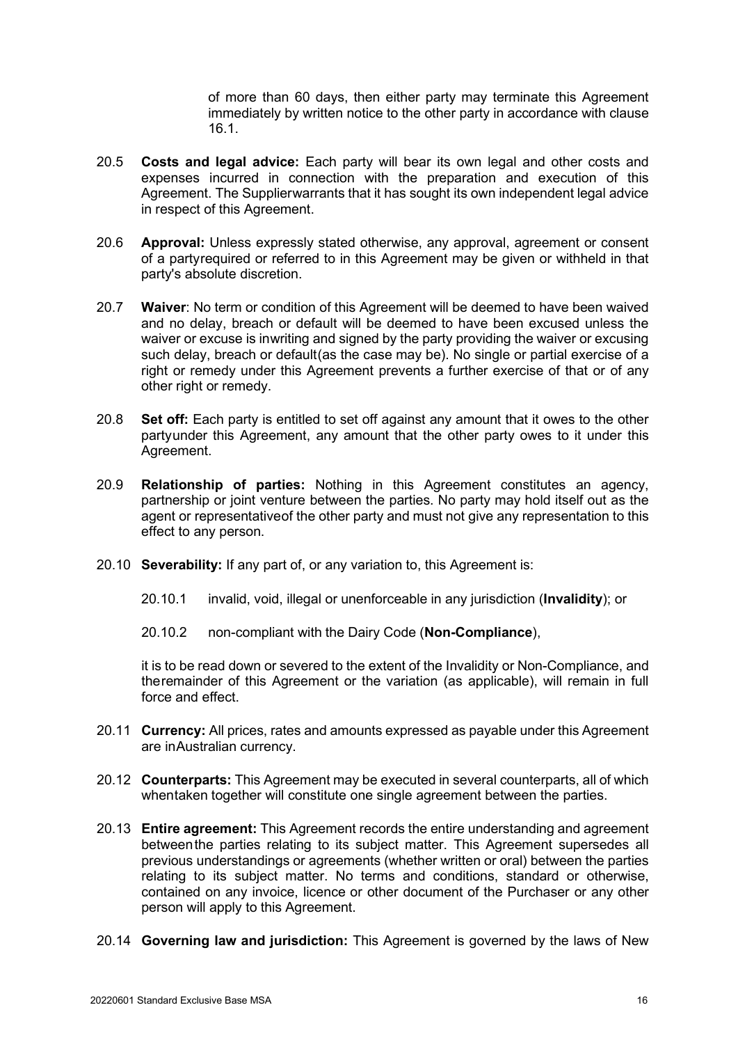of more than 60 days, then either party may terminate this Agreement immediately by written notice to the other party in accordance with clause 16.1.

20.5 **Costs and legal advice:** Each party will bear its own legal and other costs and expenses incurred in connection with the preparation and execution of this Agreement. The Supplierwarrants that it has sought its own independent legal advice in respect of this Agreement.

20.6 **Approval:** Unless expressly stated otherwise, any approval, agreement or consent of a partyrequired or referred to in this Agreement may be given or withheld in that party's absolute discretion.

20.7 **Waiver**: No term or condition of this Agreement will be deemed to have been waived and no delay, breach or default will be deemed to have been excused unless the waiver or excuse is inwriting and signed by the party providing the waiver or excusing such delay, breach or default(as the case may be). No single or partial exercise of a right or remedy under this Agreement prevents a further exercise of that or of any other right or remedy.

20.8 **Set off:** Each party is entitled to set off against any amount that it owes to the other partyunder this Agreement, any amount that the other party owes to it under this Agreement.

20.9 **Relationship of parties:** Nothing in this Agreement constitutes an agency, partnership or joint venture between the parties. No party may hold itself out as the agent or representativeof the other party and must not give any representation to this effect to any person.

20.10 **Severability:** If any part of, or any variation to, this Agreement is:

20.10.1 invalid, void, illegal or unenforceable in any jurisdiction (**Invalidity**); or

20.10.2 non-compliant with the Dairy Code (**Non-Compliance**),

it is to be read down or severed to the extent of the Invalidity or Non-Compliance, and theremainder of this Agreement or the variation (as applicable), will remain in full force and effect.

20.11 **Currency:** All prices, rates and amounts expressed as payable under this Agreement are inAustralian currency.

20.12 **Counterparts:** This Agreement may be executed in several counterparts, all of which whentaken together will constitute one single agreement between the parties.

20.13 **Entire agreement:** This Agreement records the entire understanding and agreement betweenthe parties relating to its subject matter. This Agreement supersedes all previous understandings or agreements (whether written or oral) between the parties relating to its subject matter. No terms and conditions, standard or otherwise, contained on any invoice, licence or other document of the Purchaser or any other person will apply to this Agreement.

20.14 **Governing law and jurisdiction:** This Agreement is governed by the laws of New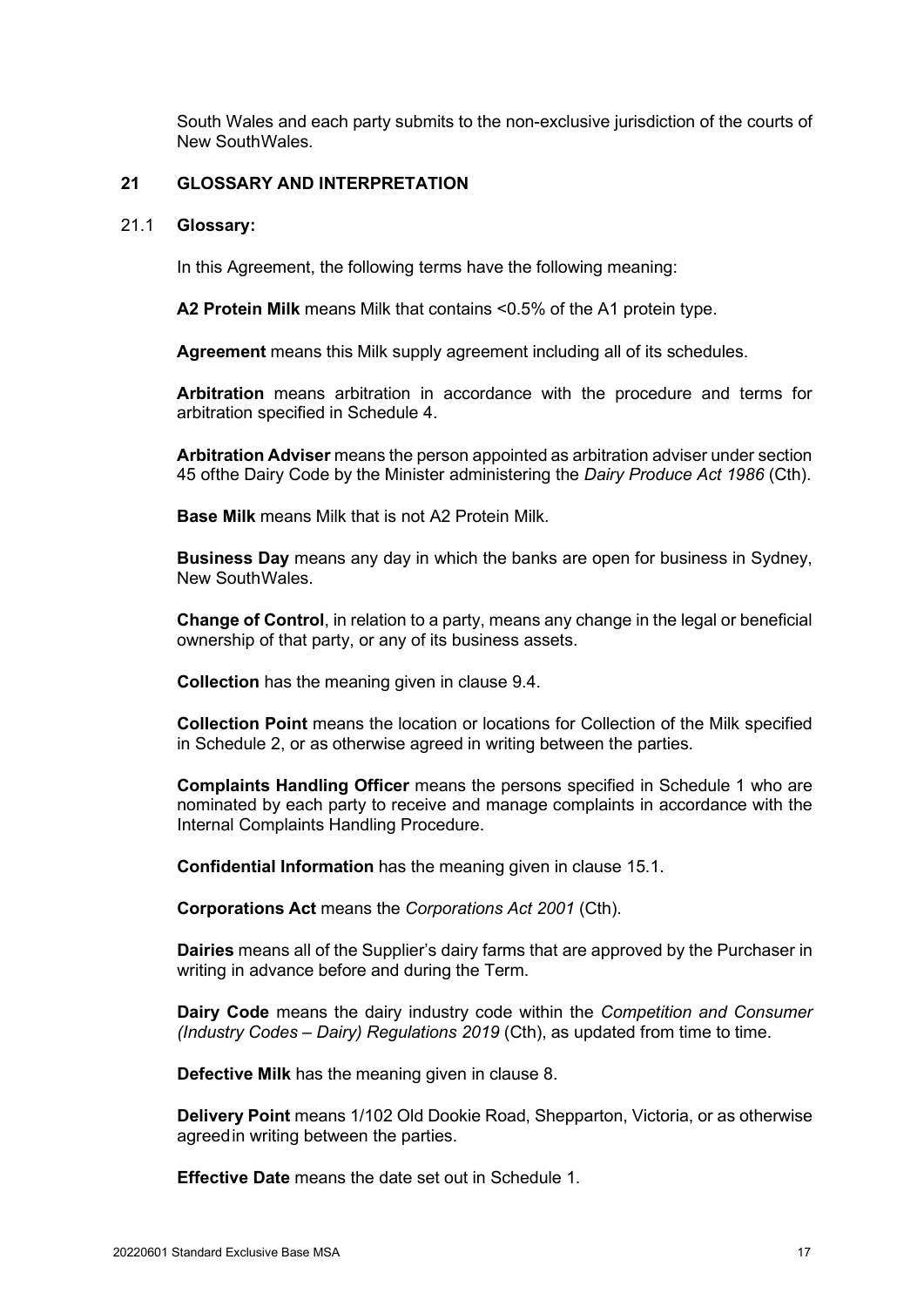South Wales and each party submits to the non-exclusive jurisdiction of the courts of New SouthWales.

## 21 GLOSSARY AND INTERPRETATION

### 21.1 Glossary:

In this Agreement, the following terms have the following meaning:

**A2 Protein Milk** means Milk that contains <0.5% of the A1 protein type.

**Agreement** means this Milk supply agreement including all of its schedules.

**Arbitration** means arbitration in accordance with the procedure and terms for arbitration specified in Schedule 4.

**Arbitration Adviser** means the person appointed as arbitration adviser under section 45 ofthe Dairy Code by the Minister administering the *Dairy Produce Act 1986* (Cth).

**Base Milk** means Milk that is not A2 Protein Milk.

**Business Day** means any day in which the banks are open for business in Sydney, New SouthWales.

**Change of Control**, in relation to a party, means any change in the legal or beneficial ownership of that party, or any of its business assets.

**Collection** has the meaning given in clause 9.4.

**Collection Point** means the location or locations for Collection of the Milk specified in Schedule 2, or as otherwise agreed in writing between the parties.

**Complaints Handling Officer** means the persons specified in Schedule 1 who are nominated by each party to receive and manage complaints in accordance with the Internal Complaints Handling Procedure.

**Confidential Information** has the meaning given in clause 15.1.

**Corporations Act** means the *Corporations Act 2001* (Cth).

**Dairies** means all of the Supplier's dairy farms that are approved by the Purchaser in writing in advance before and during the Term.

**Dairy Code** means the dairy industry code within the *Competition and Consumer (Industry Codes – Dairy) Regulations 2019* (Cth), as updated from time to time.

**Defective Milk** has the meaning given in clause 8.

**Delivery Point** means 1/102 Old Dookie Road, Shepparton, Victoria, or as otherwise agreedin writing between the parties.

**Effective Date** means the date set out in Schedule 1.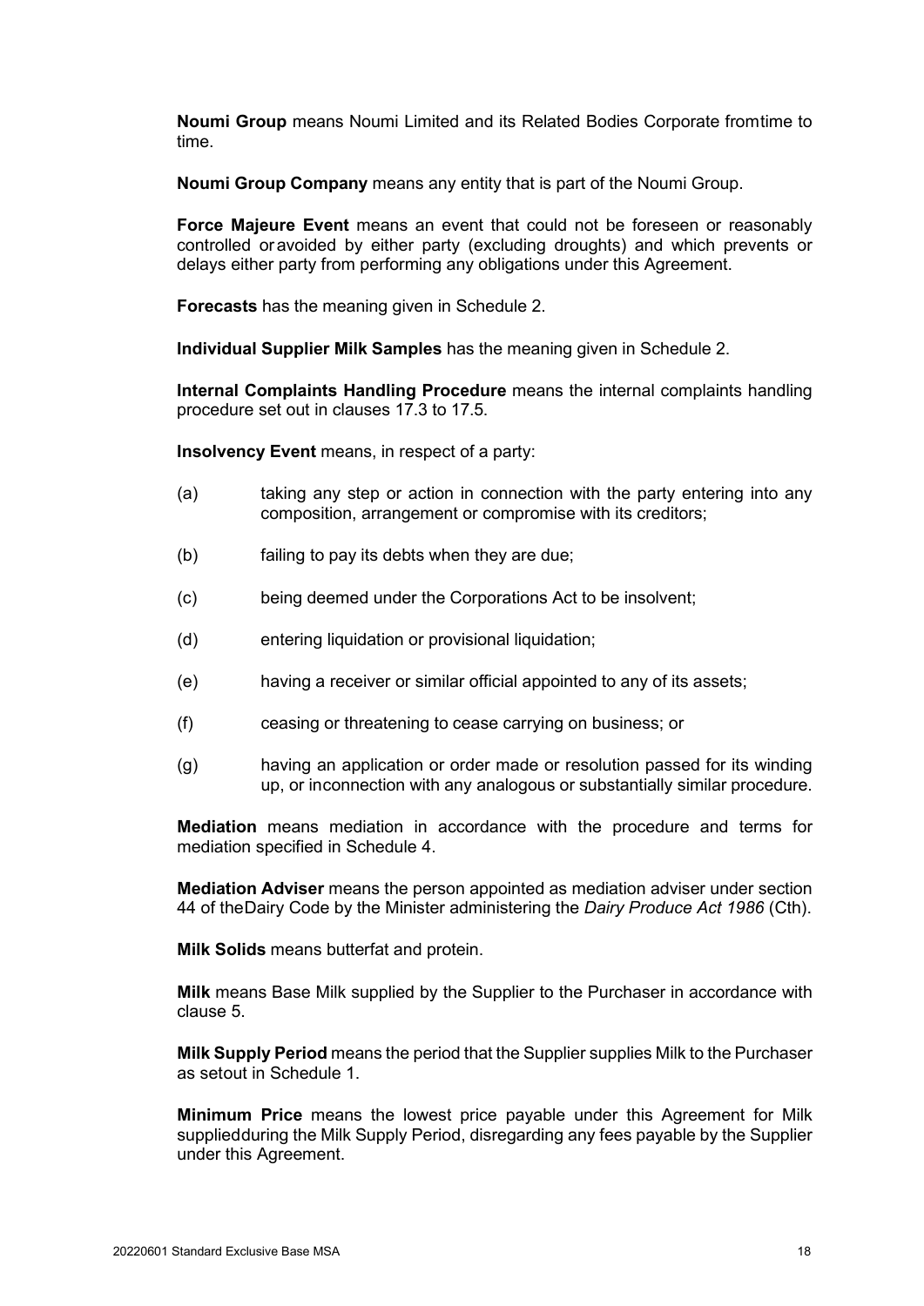**Noumi Group** means Noumi Limited and its Related Bodies Corporate fromtime to time.

**Noumi Group Company** means any entity that is part of the Noumi Group.

**Force Majeure Event** means an event that could not be foreseen or reasonably controlled or avoided by either party (excluding droughts) and which prevents or delays either party from performing any obligations under this Agreement.

**Forecasts** has the meaning given in Schedule 2.

**Individual Supplier Milk Samples** has the meaning given in Schedule 2.

**Internal Complaints Handling Procedure** means the internal complaints handling procedure set out in clauses 17.3 to 17.5.

**Insolvency Event** means, in respect of a party:

(a) taking any step or action in connection with the party entering into any composition, arrangement or compromise with its creditors;

(b) failing to pay its debts when they are due;

(c) being deemed under the Corporations Act to be insolvent;

(d) entering liquidation or provisional liquidation;

(e) having a receiver or similar official appointed to any of its assets;

(f) ceasing or threatening to cease carrying on business; or

(g) having an application or order made or resolution passed for its winding up, or inconnection with any analogous or substantially similar procedure.

**Mediation** means mediation in accordance with the procedure and terms for mediation specified in Schedule 4.

**Mediation Adviser** means the person appointed as mediation adviser under section 44 of theDairy Code by the Minister administering the *Dairy Produce Act 1986* (Cth).

**Milk Solids** means butterfat and protein.

**Milk** means Base Milk supplied by the Supplier to the Purchaser in accordance with clause 5.

**Milk Supply Period** means the period that the Supplier supplies Milk to the Purchaser as setout in Schedule 1.

**Minimum Price** means the lowest price payable under this Agreement for Milk suppliedduring the Milk Supply Period, disregarding any fees payable by the Supplier under this Agreement.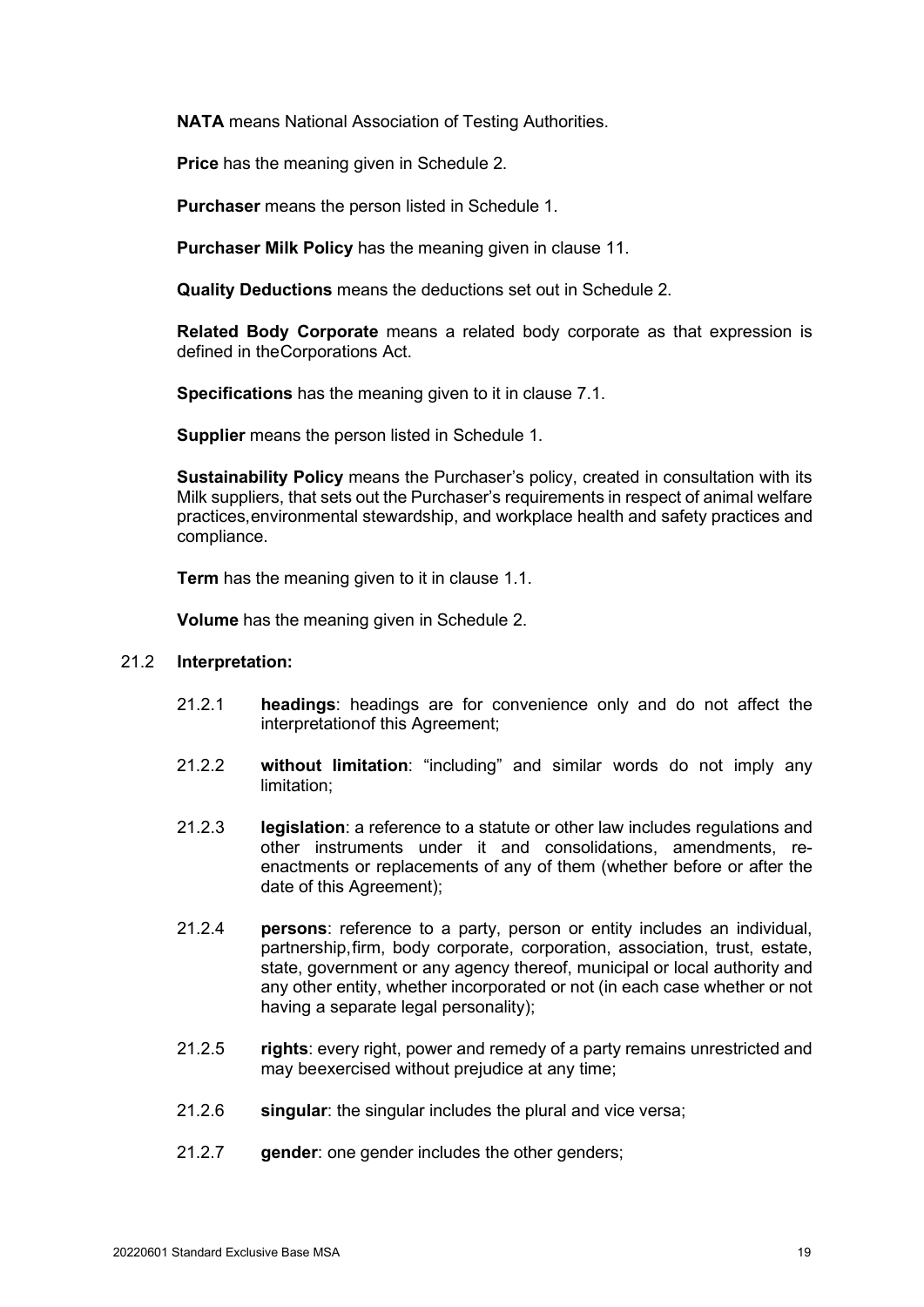**NATA** means National Association of Testing Authorities.

**Price** has the meaning given in Schedule 2.

**Purchaser** means the person listed in Schedule 1.

**Purchaser Milk Policy** has the meaning given in clause 11.

**Quality Deductions** means the deductions set out in Schedule 2.

**Related Body Corporate** means a related body corporate as that expression is defined in theCorporations Act.

**Specifications** has the meaning given to it in clause 7.1.

**Supplier** means the person listed in Schedule 1.

**Sustainability Policy** means the Purchaser's policy, created in consultation with its Milk suppliers, that sets out the Purchaser's requirements in respect of animal welfare practices,environmental stewardship, and workplace health and safety practices and compliance.

**Term** has the meaning given to it in clause 1.1.

**Volume** has the meaning given in Schedule 2.

21.2 **Interpretation:**

21.2.1 **headings**: headings are for convenience only and do not affect the interpretationof this Agreement;

21.2.2 **without limitation**: "including" and similar words do not imply any limitation;

21.2.3 **legislation**: a reference to a statute or other law includes regulations and other instruments under it and consolidations, amendments, re-enactments or replacements of any of them (whether before or after the date of this Agreement);

21.2.4 **persons**: reference to a party, person or entity includes an individual, partnership,firm, body corporate, corporation, association, trust, estate, state, government or any agency thereof, municipal or local authority and any other entity, whether incorporated or not (in each case whether or not having a separate legal personality);

21.2.5 **rights**: every right, power and remedy of a party remains unrestricted and may beexercised without prejudice at any time;

21.2.6 **singular**: the singular includes the plural and vice versa;

21.2.7 **gender**: one gender includes the other genders;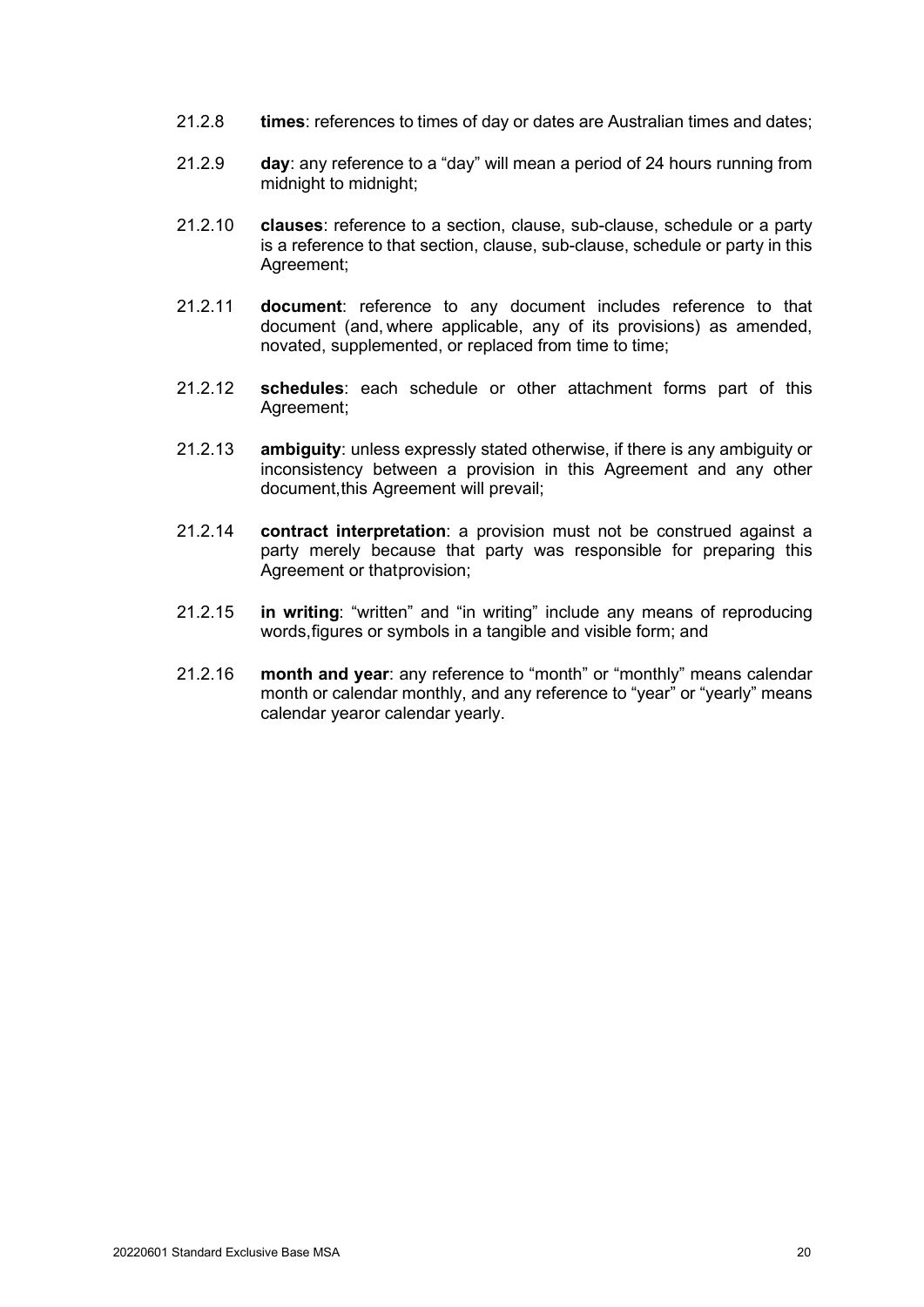21.2.8 **times**: references to times of day or dates are Australian times and dates;

21.2.9 **day**: any reference to a "day" will mean a period of 24 hours running from midnight to midnight;

21.2.10 **clauses**: reference to a section, clause, sub-clause, schedule or a party is a reference to that section, clause, sub-clause, schedule or party in this Agreement;

21.2.11 **document**: reference to any document includes reference to that document (and, where applicable, any of its provisions) as amended, novated, supplemented, or replaced from time to time;

21.2.12 **schedules**: each schedule or other attachment forms part of this Agreement;

21.2.13 **ambiguity**: unless expressly stated otherwise, if there is any ambiguity or inconsistency between a provision in this Agreement and any other document,this Agreement will prevail;

21.2.14 **contract interpretation**: a provision must not be construed against a party merely because that party was responsible for preparing this Agreement or thatprovision;

21.2.15 **in writing**: "written" and "in writing" include any means of reproducing words,figures or symbols in a tangible and visible form; and

21.2.16 **month and year**: any reference to "month" or "monthly" means calendar month or calendar monthly, and any reference to "year" or "yearly" means calendar yearor calendar yearly.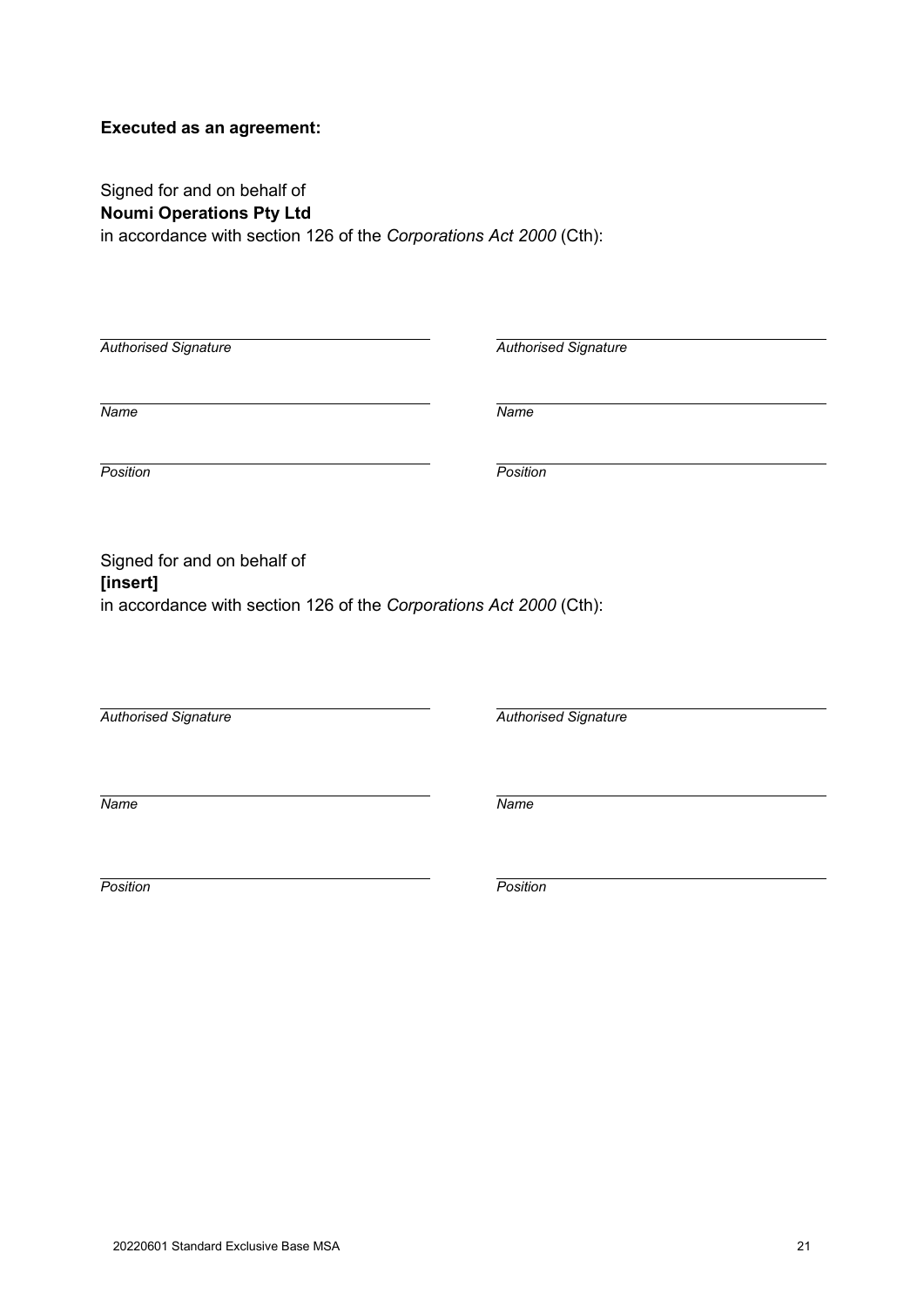**Executed as an agreement:**

Signed for and on behalf of
**Noumi Operations Pty Ltd**
in accordance with section 126 of the *Corporations Act 2000* (Cth):

| | |
|---|---|
| *Authorised Signature* | *Authorised Signature* |
| *Name* | *Name* |
| *Position* | *Position* |

Signed for and on behalf of
**[insert]**
in accordance with section 126 of the *Corporations Act 2000* (Cth):

| | |
|---|---|
| *Authorised Signature* | *Authorised Signature* |
| *Name* | *Name* |
| *Position* | *Position* |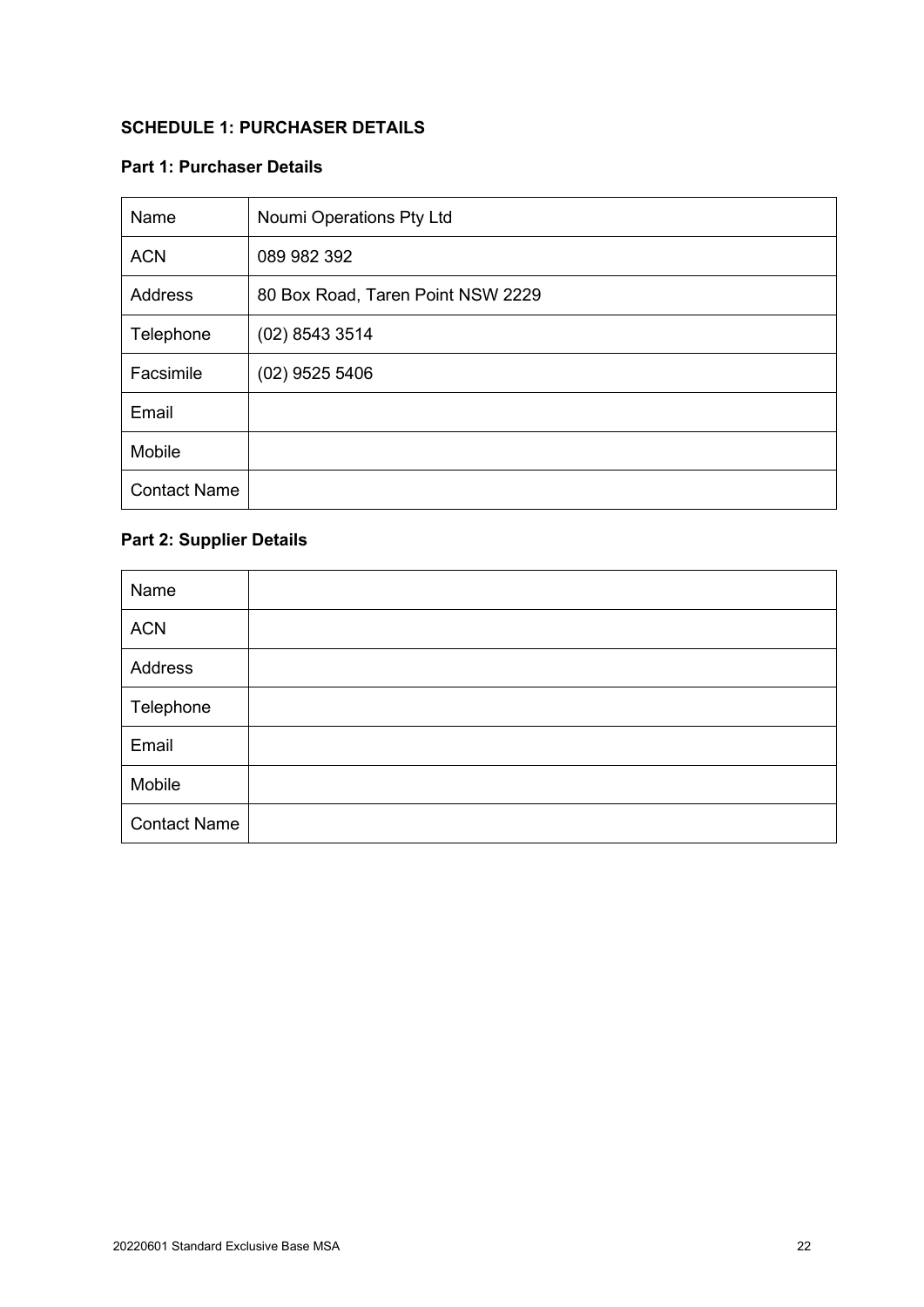**SCHEDULE 1: PURCHASER DETAILS**

**Part 1: Purchaser Details**

| | |
|---|---|
| Name | Noumi Operations Pty Ltd |
| ACN | 089 982 392 |
| Address | 80 Box Road, Taren Point NSW 2229 |
| Telephone | (02) 8543 3514 |
| Facsimile | (02) 9525 5406 |
| Email | |
| Mobile | |
| Contact Name | |

**Part 2: Supplier Details**

| | |
|---|---|
| Name | |
| ACN | |
| Address | |
| Telephone | |
| Email | |
| Mobile | |
| Contact Name | |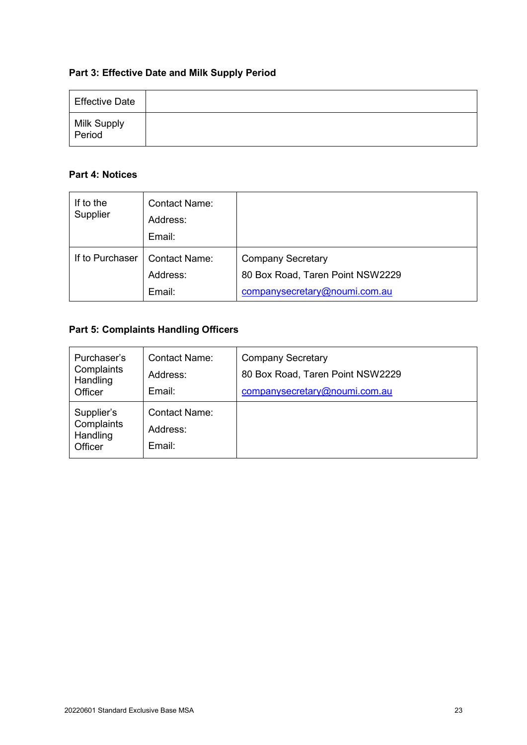**Part 3: Effective Date and Milk Supply Period**

| Effective Date | |
|---|---|
| Milk Supply Period | |

**Part 4: Notices**

| | | |
|---|---|---|
| If to the Supplier | Contact Name:<br>Address:<br>Email: | |
| If to Purchaser | Contact Name:<br>Address:<br>Email: | Company Secretary<br>80 Box Road, Taren Point NSW2229<br>companysecretary@noumi.com.au |

**Part 5: Complaints Handling Officers**

| | | |
|---|---|---|
| Purchaser's Complaints Handling Officer | Contact Name:<br>Address:<br>Email: | Company Secretary<br>80 Box Road, Taren Point NSW2229<br>companysecretary@noumi.com.au |
| Supplier's Complaints Handling Officer | Contact Name:<br>Address:<br>Email: | |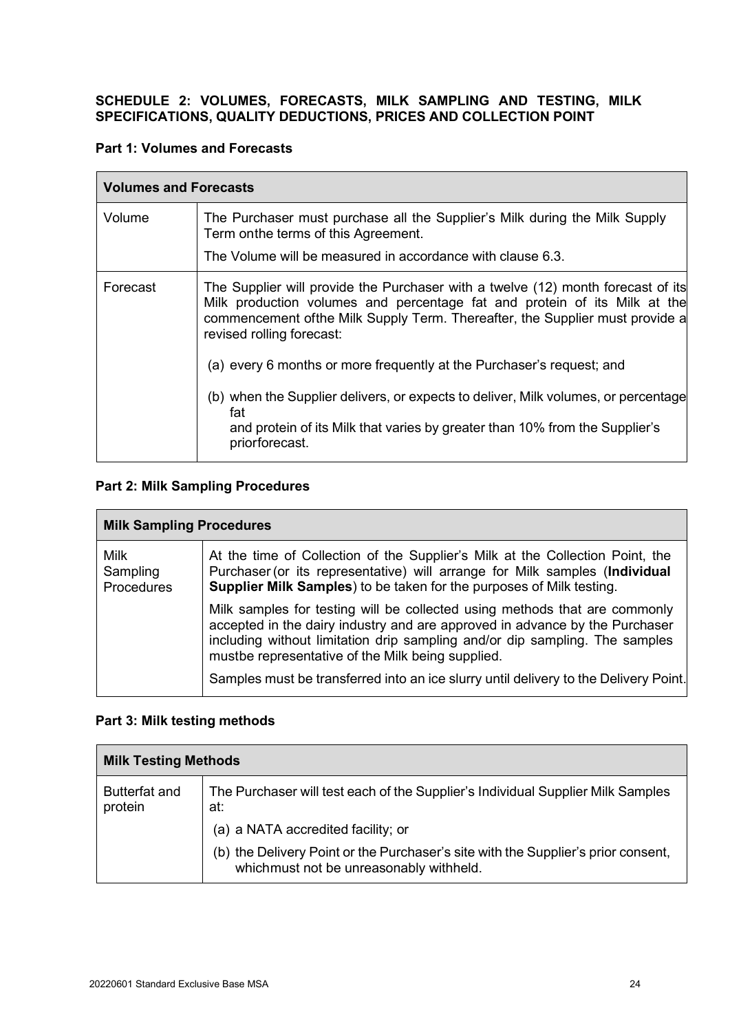## SCHEDULE 2: VOLUMES, FORECASTS, MILK SAMPLING AND TESTING, MILK SPECIFICATIONS, QUALITY DEDUCTIONS, PRICES AND COLLECTION POINT

### Part 1: Volumes and Forecasts

| Volumes and Forecasts | |
|---|---|
| Volume | The Purchaser must purchase all the Supplier's Milk during the Milk Supply Term onthe terms of this Agreement.<br><br>The Volume will be measured in accordance with clause 6.3. |
| Forecast | The Supplier will provide the Purchaser with a twelve (12) month forecast of its Milk production volumes and percentage fat and protein of its Milk at the commencement ofthe Milk Supply Term. Thereafter, the Supplier must provide a revised rolling forecast:<br><br>(a) every 6 months or more frequently at the Purchaser's request; and<br><br>(b) when the Supplier delivers, or expects to deliver, Milk volumes, or percentage fat and protein of its Milk that varies by greater than 10% from the Supplier's priorforecast. |

### Part 2: Milk Sampling Procedures

| Milk Sampling Procedures | |
|---|---|
| Milk Sampling Procedures | At the time of Collection of the Supplier's Milk at the Collection Point, the Purchaser (or its representative) will arrange for Milk samples (**Individual Supplier Milk Samples**) to be taken for the purposes of Milk testing.<br><br>Milk samples for testing will be collected using methods that are commonly accepted in the dairy industry and are approved in advance by the Purchaser including without limitation drip sampling and/or dip sampling. The samples mustbe representative of the Milk being supplied.<br><br>Samples must be transferred into an ice slurry until delivery to the Delivery Point. |

### Part 3: Milk testing methods

| Milk Testing Methods | |
|---|---|
| Butterfat and protein | The Purchaser will test each of the Supplier's Individual Supplier Milk Samples at:<br><br>(a) a NATA accredited facility; or<br><br>(b) the Delivery Point or the Purchaser's site with the Supplier's prior consent, whichmust not be unreasonably withheld. |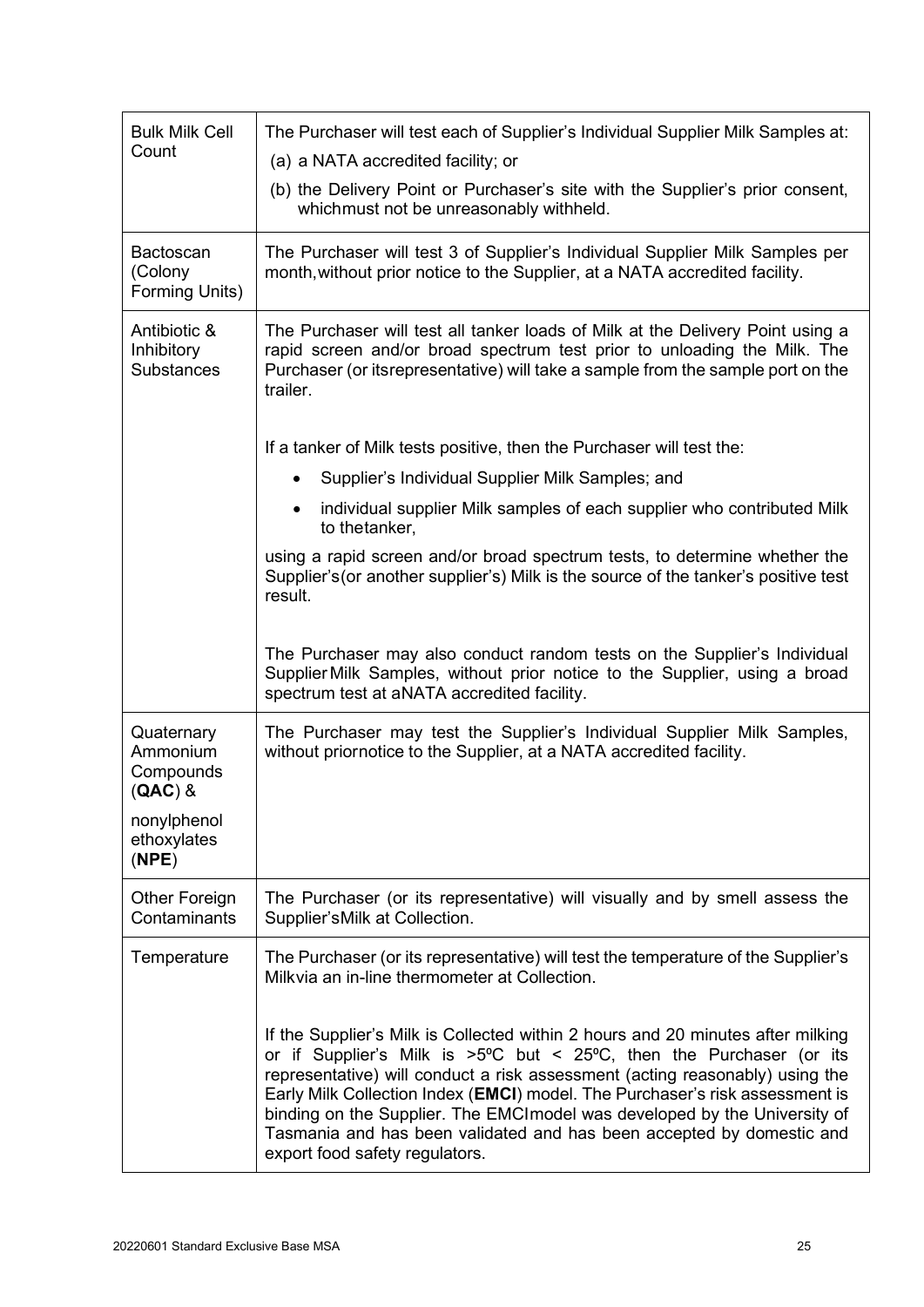| | |
|---|---|
| Bulk Milk Cell Count | The Purchaser will test each of Supplier's Individual Supplier Milk Samples at:<br>(a) a NATA accredited facility; or<br>(b) the Delivery Point or Purchaser's site with the Supplier's prior consent, whichmust not be unreasonably withheld. |
| Bactoscan (Colony Forming Units) | The Purchaser will test 3 of Supplier's Individual Supplier Milk Samples per month,without prior notice to the Supplier, at a NATA accredited facility. |
| Antibiotic & Inhibitory Substances | The Purchaser will test all tanker loads of Milk at the Delivery Point using a rapid screen and/or broad spectrum test prior to unloading the Milk. The Purchaser (or itsrepresentative) will take a sample from the sample port on the trailer.<br><br>If a tanker of Milk tests positive, then the Purchaser will test the:<br>• Supplier's Individual Supplier Milk Samples; and<br>• individual supplier Milk samples of each supplier who contributed Milk to thetanker,<br><br>using a rapid screen and/or broad spectrum tests, to determine whether the Supplier's(or another supplier's) Milk is the source of the tanker's positive test result.<br><br>The Purchaser may also conduct random tests on the Supplier's Individual Supplier Milk Samples, without prior notice to the Supplier, using a broad spectrum test at aNATA accredited facility. |
| Quaternary Ammonium Compounds (**QAC**) &<br><br>nonylphenol ethoxylates (**NPE**) | The Purchaser may test the Supplier's Individual Supplier Milk Samples, without priornotice to the Supplier, at a NATA accredited facility. |
| Other Foreign Contaminants | The Purchaser (or its representative) will visually and by smell assess the Supplier'sMilk at Collection. |
| Temperature | The Purchaser (or its representative) will test the temperature of the Supplier's Milkvia an in-line thermometer at Collection.<br><br>If the Supplier's Milk is Collected within 2 hours and 20 minutes after milking or if Supplier's Milk is >5ºC but < 25ºC, then the Purchaser (or its representative) will conduct a risk assessment (acting reasonably) using the Early Milk Collection Index (**EMCI**) model. The Purchaser's risk assessment is binding on the Supplier. The EMCImodel was developed by the University of Tasmania and has been validated and has been accepted by domestic and export food safety regulators. |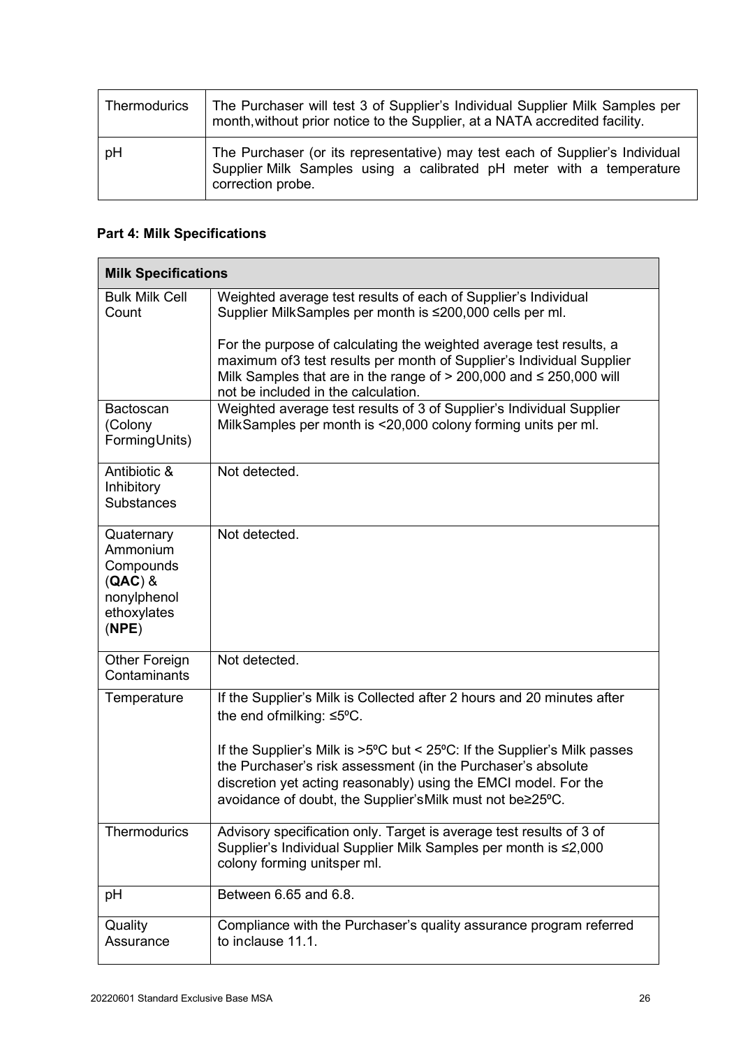| Thermodurics | The Purchaser will test 3 of Supplier's Individual Supplier Milk Samples per month,without prior notice to the Supplier, at a NATA accredited facility. |
|---|---|
| pH | The Purchaser (or its representative) may test each of Supplier's Individual Supplier Milk Samples using a calibrated pH meter with a temperature correction probe. |

### Part 4: Milk Specifications

| **Milk Specifications** | |
|---|---|
| Bulk Milk Cell Count | Weighted average test results of each of Supplier's Individual Supplier MilkSamples per month is ≤200,000 cells per ml.<br><br>For the purpose of calculating the weighted average test results, a maximum of3 test results per month of Supplier's Individual Supplier Milk Samples that are in the range of > 200,000 and ≤ 250,000 will not be included in the calculation. |
| Bactoscan (Colony FormingUnits) | Weighted average test results of 3 of Supplier's Individual Supplier MilkSamples per month is <20,000 colony forming units per ml. |
| Antibiotic & Inhibitory Substances | Not detected. |
| Quaternary Ammonium Compounds (**QAC**) & nonylphenol ethoxylates (**NPE**) | Not detected. |
| Other Foreign Contaminants | Not detected. |
| Temperature | If the Supplier's Milk is Collected after 2 hours and 20 minutes after the end ofmilking: ≤5ºC.<br><br>If the Supplier's Milk is >5ºC but < 25ºC: If the Supplier's Milk passes the Purchaser's risk assessment (in the Purchaser's absolute discretion yet acting reasonably) using the EMCI model. For the avoidance of doubt, the Supplier'sMilk must not be≥25ºC. |
| Thermodurics | Advisory specification only. Target is average test results of 3 of Supplier's Individual Supplier Milk Samples per month is ≤2,000 colony forming unitsper ml. |
| pH | Between 6.65 and 6.8. |
| Quality Assurance | Compliance with the Purchaser's quality assurance program referred to inclause 11.1. |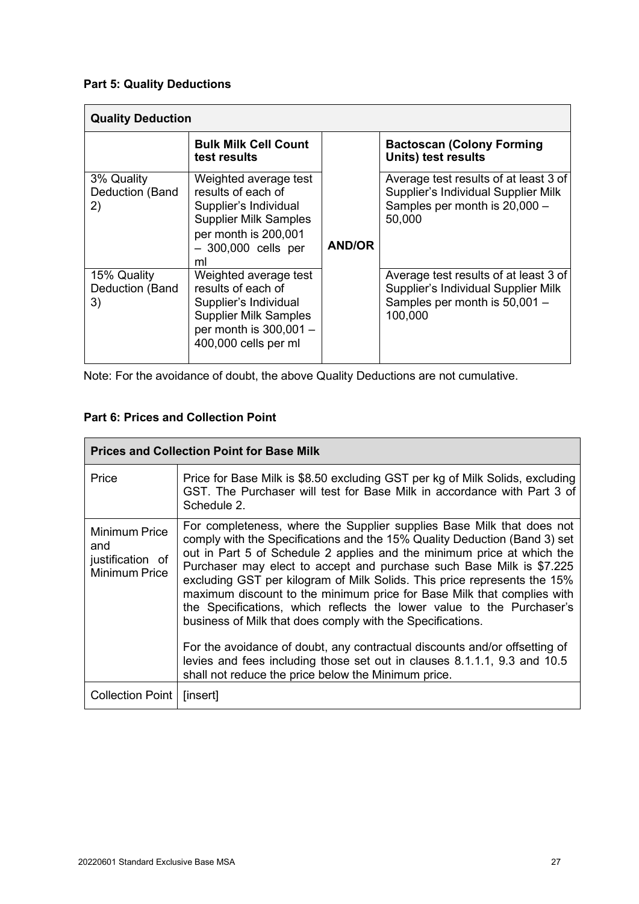**Part 5: Quality Deductions**

| Quality Deduction | | | |
|---|---|---|---|
| | **Bulk Milk Cell Count test results** | | **Bactoscan (Colony Forming Units) test results** |
| 3% Quality Deduction (Band 2) | Weighted average test results of each of Supplier's Individual Supplier Milk Samples per month is 200,001 – 300,000 cells per ml | **AND/OR** | Average test results of at least 3 of Supplier's Individual Supplier Milk Samples per month is 20,000 – 50,000 |
| 15% Quality Deduction (Band 3) | Weighted average test results of each of Supplier's Individual Supplier Milk Samples per month is 300,001 – 400,000 cells per ml | | Average test results of at least 3 of Supplier's Individual Supplier Milk Samples per month is 50,001 – 100,000 |

Note: For the avoidance of doubt, the above Quality Deductions are not cumulative.

**Part 6: Prices and Collection Point**

| Prices and Collection Point for Base Milk | |
|---|---|
| Price | Price for Base Milk is $8.50 excluding GST per kg of Milk Solids, excluding GST. The Purchaser will test for Base Milk in accordance with Part 3 of Schedule 2. |
| Minimum Price and justification of Minimum Price | For completeness, where the Supplier supplies Base Milk that does not comply with the Specifications and the 15% Quality Deduction (Band 3) set out in Part 5 of Schedule 2 applies and the minimum price at which the Purchaser may elect to accept and purchase such Base Milk is $7.225 excluding GST per kilogram of Milk Solids. This price represents the 15% maximum discount to the minimum price for Base Milk that complies with the Specifications, which reflects the lower value to the Purchaser's business of Milk that does comply with the Specifications.<br><br>For the avoidance of doubt, any contractual discounts and/or offsetting of levies and fees including those set out in clauses 8.1.1.1, 9.3 and 10.5 shall not reduce the price below the Minimum price. |
| Collection Point | [insert] |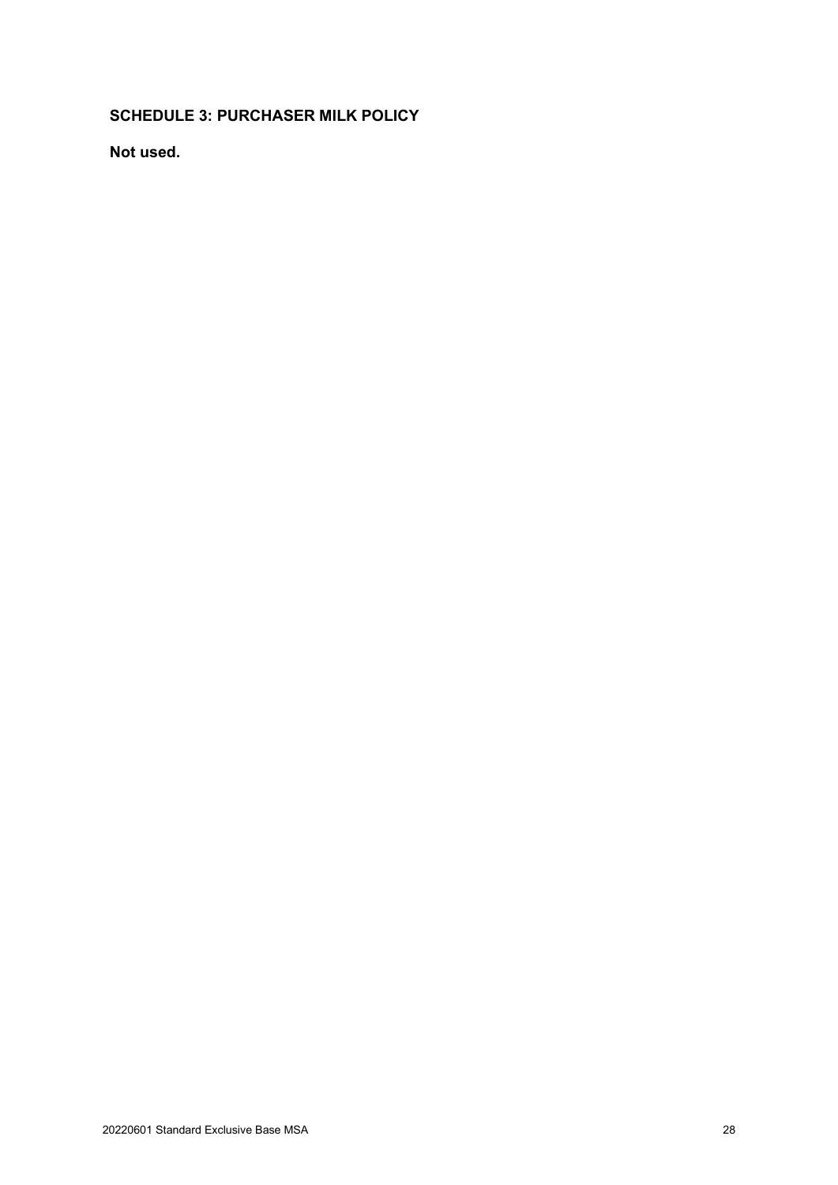## SCHEDULE 3: PURCHASER MILK POLICY

**Not used.**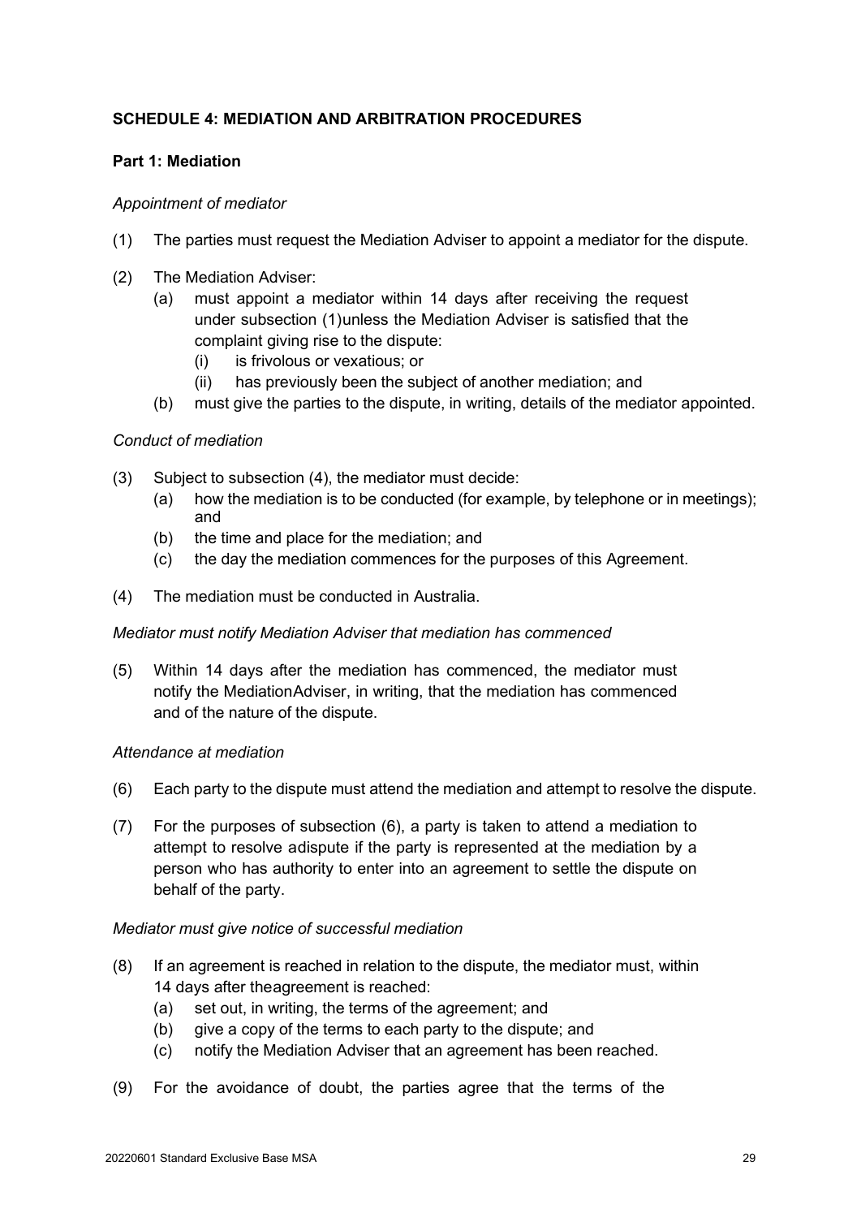## SCHEDULE 4: MEDIATION AND ARBITRATION PROCEDURES

### Part 1: Mediation

*Appointment of mediator*

(1) The parties must request the Mediation Adviser to appoint a mediator for the dispute.

(2) The Mediation Adviser:
   (a) must appoint a mediator within 14 days after receiving the request under subsection (1)unless the Mediation Adviser is satisfied that the complaint giving rise to the dispute:
      (i) is frivolous or vexatious; or
      (ii) has previously been the subject of another mediation; and
   (b) must give the parties to the dispute, in writing, details of the mediator appointed.

*Conduct of mediation*

(3) Subject to subsection (4), the mediator must decide:
   (a) how the mediation is to be conducted (for example, by telephone or in meetings); and
   (b) the time and place for the mediation; and
   (c) the day the mediation commences for the purposes of this Agreement.

(4) The mediation must be conducted in Australia.

*Mediator must notify Mediation Adviser that mediation has commenced*

(5) Within 14 days after the mediation has commenced, the mediator must notify the MediationAdviser, in writing, that the mediation has commenced and of the nature of the dispute.

*Attendance at mediation*

(6) Each party to the dispute must attend the mediation and attempt to resolve the dispute.

(7) For the purposes of subsection (6), a party is taken to attend a mediation to attempt to resolve adispute if the party is represented at the mediation by a person who has authority to enter into an agreement to settle the dispute on behalf of the party.

*Mediator must give notice of successful mediation*

(8) If an agreement is reached in relation to the dispute, the mediator must, within 14 days after theagreement is reached:
   (a) set out, in writing, the terms of the agreement; and
   (b) give a copy of the terms to each party to the dispute; and
   (c) notify the Mediation Adviser that an agreement has been reached.

(9) For the avoidance of doubt, the parties agree that the terms of the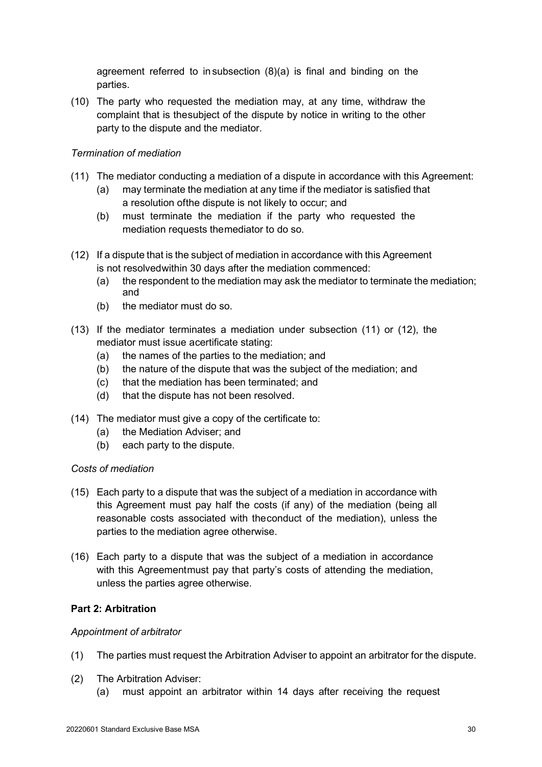agreement referred to in subsection (8)(a) is final and binding on the parties.

(10) The party who requested the mediation may, at any time, withdraw the complaint that is the subject of the dispute by notice in writing to the other party to the dispute and the mediator.

*Termination of mediation*

(11) The mediator conducting a mediation of a dispute in accordance with this Agreement:

   (a) may terminate the mediation at any time if the mediator is satisfied that a resolution of the dispute is not likely to occur; and

   (b) must terminate the mediation if the party who requested the mediation requests the mediator to do so.

(12) If a dispute that is the subject of mediation in accordance with this Agreement is not resolved within 30 days after the mediation commenced:

   (a) the respondent to the mediation may ask the mediator to terminate the mediation; and

   (b) the mediator must do so.

(13) If the mediator terminates a mediation under subsection (11) or (12), the mediator must issue a certificate stating:

   (a) the names of the parties to the mediation; and

   (b) the nature of the dispute that was the subject of the mediation; and

   (c) that the mediation has been terminated; and

   (d) that the dispute has not been resolved.

(14) The mediator must give a copy of the certificate to:

   (a) the Mediation Adviser; and

   (b) each party to the dispute.

*Costs of mediation*

(15) Each party to a dispute that was the subject of a mediation in accordance with this Agreement must pay half the costs (if any) of the mediation (being all reasonable costs associated with the conduct of the mediation), unless the parties to the mediation agree otherwise.

(16) Each party to a dispute that was the subject of a mediation in accordance with this Agreement must pay that party's costs of attending the mediation, unless the parties agree otherwise.

**Part 2: Arbitration**

*Appointment of arbitrator*

(1) The parties must request the Arbitration Adviser to appoint an arbitrator for the dispute.

(2) The Arbitration Adviser:

   (a) must appoint an arbitrator within 14 days after receiving the request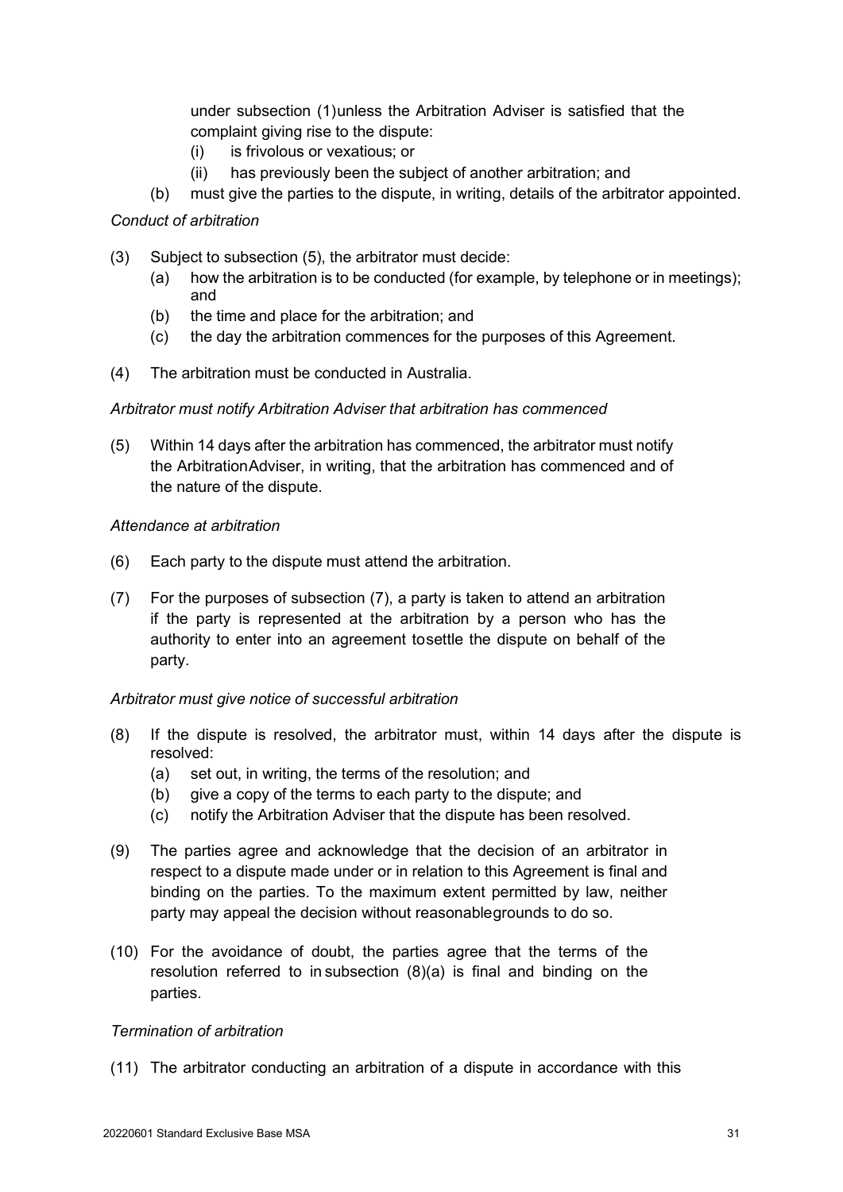under subsection (1)unless the Arbitration Adviser is satisfied that the complaint giving rise to the dispute:

(i) is frivolous or vexatious; or

(ii) has previously been the subject of another arbitration; and

(b) must give the parties to the dispute, in writing, details of the arbitrator appointed.

*Conduct of arbitration*

(3) Subject to subsection (5), the arbitrator must decide:

(a) how the arbitration is to be conducted (for example, by telephone or in meetings); and

(b) the time and place for the arbitration; and

(c) the day the arbitration commences for the purposes of this Agreement.

(4) The arbitration must be conducted in Australia.

*Arbitrator must notify Arbitration Adviser that arbitration has commenced*

(5) Within 14 days after the arbitration has commenced, the arbitrator must notify the ArbitrationAdviser, in writing, that the arbitration has commenced and of the nature of the dispute.

*Attendance at arbitration*

(6) Each party to the dispute must attend the arbitration.

(7) For the purposes of subsection (7), a party is taken to attend an arbitration if the party is represented at the arbitration by a person who has the authority to enter into an agreement tosettle the dispute on behalf of the party.

*Arbitrator must give notice of successful arbitration*

(8) If the dispute is resolved, the arbitrator must, within 14 days after the dispute is resolved:

(a) set out, in writing, the terms of the resolution; and

(b) give a copy of the terms to each party to the dispute; and

(c) notify the Arbitration Adviser that the dispute has been resolved.

(9) The parties agree and acknowledge that the decision of an arbitrator in respect to a dispute made under or in relation to this Agreement is final and binding on the parties. To the maximum extent permitted by law, neither party may appeal the decision without reasonablegrounds to do so.

(10) For the avoidance of doubt, the parties agree that the terms of the resolution referred to in subsection (8)(a) is final and binding on the parties.

*Termination of arbitration*

(11) The arbitrator conducting an arbitration of a dispute in accordance with this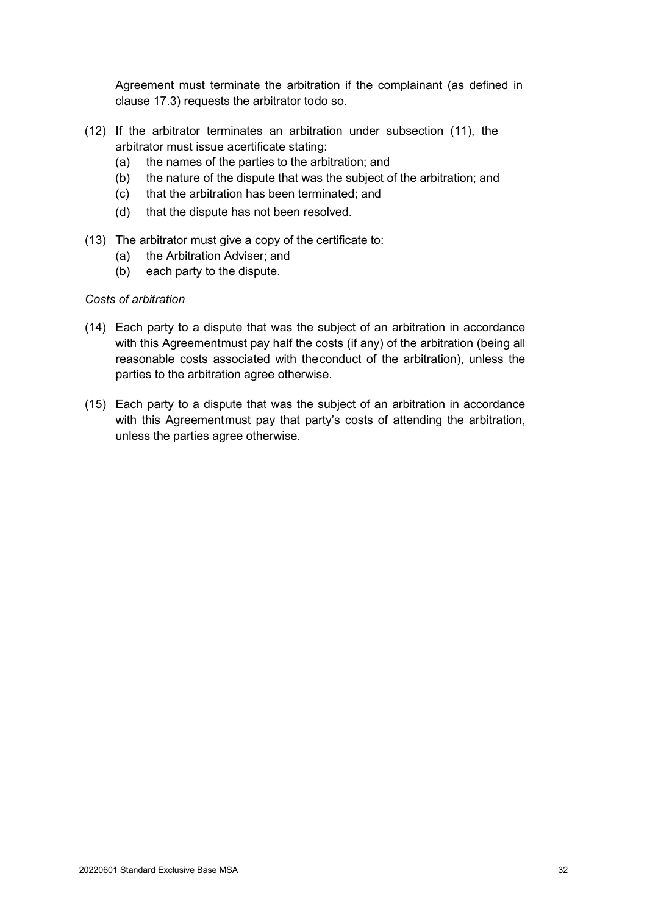Agreement must terminate the arbitration if the complainant (as defined in clause 17.3) requests the arbitrator todo so.

(12) If the arbitrator terminates an arbitration under subsection (11), the arbitrator must issue acertificate stating:

  (a) the names of the parties to the arbitration; and
  (b) the nature of the dispute that was the subject of the arbitration; and
  (c) that the arbitration has been terminated; and
  (d) that the dispute has not been resolved.

(13) The arbitrator must give a copy of the certificate to:

  (a) the Arbitration Adviser; and
  (b) each party to the dispute.

*Costs of arbitration*

(14) Each party to a dispute that was the subject of an arbitration in accordance with this Agreementmust pay half the costs (if any) of the arbitration (being all reasonable costs associated with theconduct of the arbitration), unless the parties to the arbitration agree otherwise.

(15) Each party to a dispute that was the subject of an arbitration in accordance with this Agreementmust pay that party's costs of attending the arbitration, unless the parties agree otherwise.